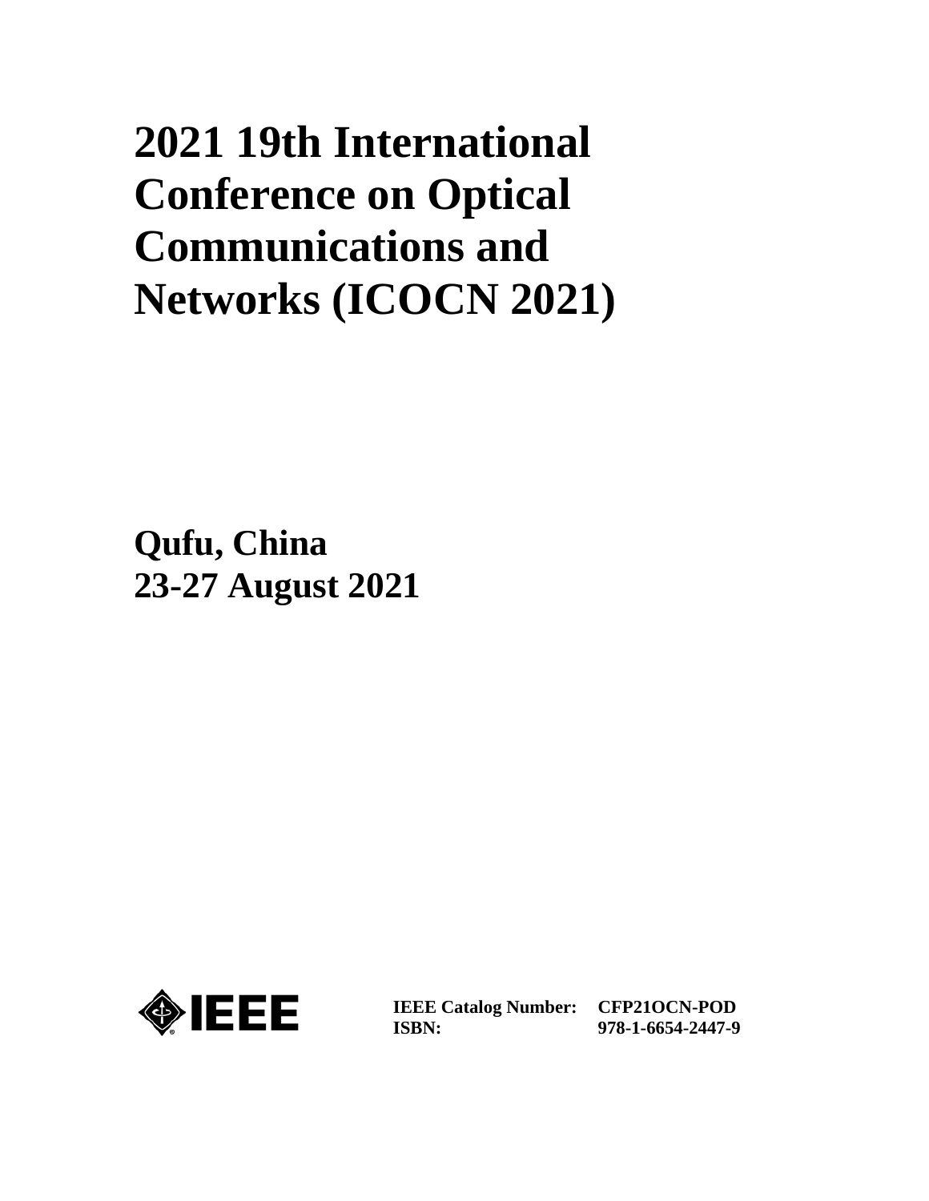# 2021 19th International Conference on Optical Communications and Networks (ICOCN 2021)

**Qufu, China**
**23-27 August 2021**

IEEE

| | |
|---|---|
| **IEEE Catalog Number:** | **CFP21OCN-POD** |
| **ISBN:** | **978-1-6654-2447-9** |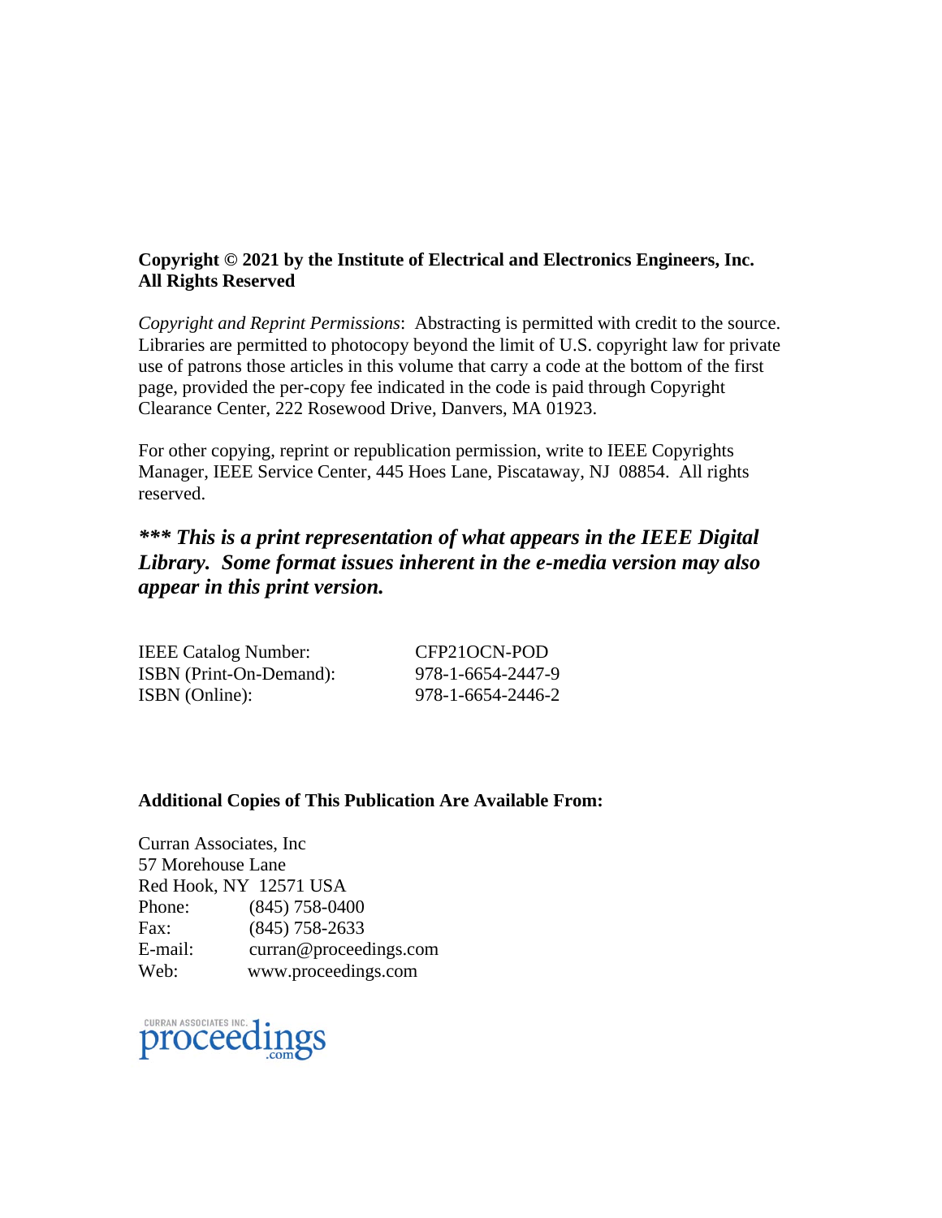**Copyright © 2021 by the Institute of Electrical and Electronics Engineers, Inc.**
**All Rights Reserved**

*Copyright and Reprint Permissions*: Abstracting is permitted with credit to the source. Libraries are permitted to photocopy beyond the limit of U.S. copyright law for private use of patrons those articles in this volume that carry a code at the bottom of the first page, provided the per-copy fee indicated in the code is paid through Copyright Clearance Center, 222 Rosewood Drive, Danvers, MA 01923.

For other copying, reprint or republication permission, write to IEEE Copyrights Manager, IEEE Service Center, 445 Hoes Lane, Piscataway, NJ 08854. All rights reserved.

***\*\*\* This is a print representation of what appears in the IEEE Digital Library. Some format issues inherent in the e-media version may also appear in this print version.***

| | |
|---|---|
| IEEE Catalog Number: | CFP21OCN-POD |
| ISBN (Print-On-Demand): | 978-1-6654-2447-9 |
| ISBN (Online): | 978-1-6654-2446-2 |

**Additional Copies of This Publication Are Available From:**

Curran Associates, Inc
57 Morehouse Lane
Red Hook, NY 12571 USA
Phone: (845) 758-0400
Fax: (845) 758-2633
E-mail: curran@proceedings.com
Web: www.proceedings.com

CURRAN ASSOCIATES INC. proceedings.com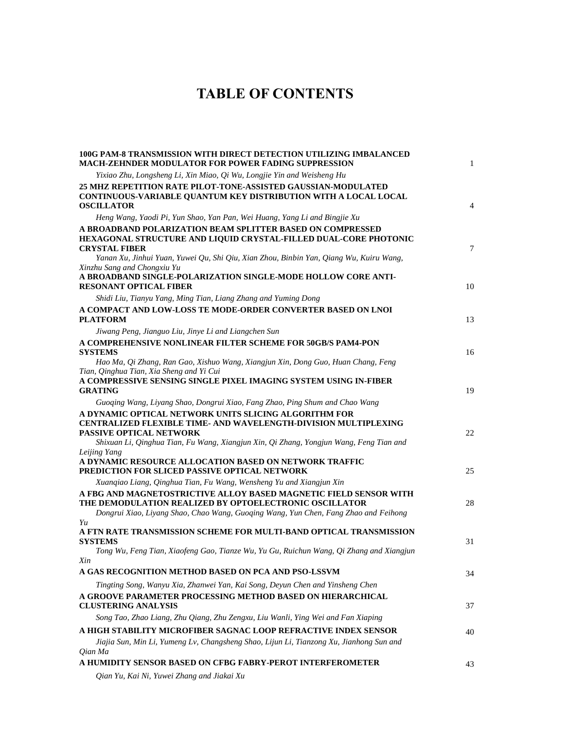# TABLE OF CONTENTS

| | |
|---|---|
| **100G PAM-8 TRANSMISSION WITH DIRECT DETECTION UTILIZING IMBALANCED MACH-ZEHNDER MODULATOR FOR POWER FADING SUPPRESSION** | 1 |
| *Yixiao Zhu, Longsheng Li, Xin Miao, Qi Wu, Longjie Yin and Weisheng Hu* | |
| **25 MHZ REPETITION RATE PILOT-TONE-ASSISTED GAUSSIAN-MODULATED CONTINUOUS-VARIABLE QUANTUM KEY DISTRIBUTION WITH A LOCAL LOCAL OSCILLATOR** | 4 |
| *Heng Wang, Yaodi Pi, Yun Shao, Yan Pan, Wei Huang, Yang Li and Bingjie Xu* | |
| **A BROADBAND POLARIZATION BEAM SPLITTER BASED ON COMPRESSED HEXAGONAL STRUCTURE AND LIQUID CRYSTAL-FILLED DUAL-CORE PHOTONIC CRYSTAL FIBER** | 7 |
| *Yanan Xu, Jinhui Yuan, Yuwei Qu, Shi Qiu, Xian Zhou, Binbin Yan, Qiang Wu, Kuiru Wang, Xinzhu Sang and Chongxiu Yu* | |
| **A BROADBAND SINGLE-POLARIZATION SINGLE-MODE HOLLOW CORE ANTI-RESONANT OPTICAL FIBER** | 10 |
| *Shidi Liu, Tianyu Yang, Ming Tian, Liang Zhang and Yuming Dong* | |
| **A COMPACT AND LOW-LOSS TE MODE-ORDER CONVERTER BASED ON LNOI PLATFORM** | 13 |
| *Jiwang Peng, Jianguo Liu, Jinye Li and Liangchen Sun* | |
| **A COMPREHENSIVE NONLINEAR FILTER SCHEME FOR 50GB/S PAM4-PON SYSTEMS** | 16 |
| *Hao Ma, Qi Zhang, Ran Gao, Xishuo Wang, Xiangjun Xin, Dong Guo, Huan Chang, Feng Tian, Qinghua Tian, Xia Sheng and Yi Cui* | |
| **A COMPRESSIVE SENSING SINGLE PIXEL IMAGING SYSTEM USING IN-FIBER GRATING** | 19 |
| *Guoqing Wang, Liyang Shao, Dongrui Xiao, Fang Zhao, Ping Shum and Chao Wang* | |
| **A DYNAMIC OPTICAL NETWORK UNITS SLICING ALGORITHM FOR CENTRALIZED FLEXIBLE TIME- AND WAVELENGTH-DIVISION MULTIPLEXING PASSIVE OPTICAL NETWORK** | 22 |
| *Shixuan Li, Qinghua Tian, Fu Wang, Xiangjun Xin, Qi Zhang, Yongjun Wang, Feng Tian and Leijing Yang* | |
| **A DYNAMIC RESOURCE ALLOCATION BASED ON NETWORK TRAFFIC PREDICTION FOR SLICED PASSIVE OPTICAL NETWORK** | 25 |
| *Xuanqiao Liang, Qinghua Tian, Fu Wang, Wensheng Yu and Xiangjun Xin* | |
| **A FBG AND MAGNETOSTRICTIVE ALLOY BASED MAGNETIC FIELD SENSOR WITH THE DEMODULATION REALIZED BY OPTOELECTRONIC OSCILLATOR** | 28 |
| *Dongrui Xiao, Liyang Shao, Chao Wang, Guoqing Wang, Yun Chen, Fang Zhao and Feihong Yu* | |
| **A FTN RATE TRANSMISSION SCHEME FOR MULTI-BAND OPTICAL TRANSMISSION SYSTEMS** | 31 |
| *Tong Wu, Feng Tian, Xiaofeng Gao, Tianze Wu, Yu Gu, Ruichun Wang, Qi Zhang and Xiangjun Xin* | |
| **A GAS RECOGNITION METHOD BASED ON PCA AND PSO-LSSVM** | 34 |
| *Tingting Song, Wanyu Xia, Zhanwei Yan, Kai Song, Deyun Chen and Yinsheng Chen* | |
| **A GROOVE PARAMETER PROCESSING METHOD BASED ON HIERARCHICAL CLUSTERING ANALYSIS** | 37 |
| *Song Tao, Zhao Liang, Zhu Qiang, Zhu Zengxu, Liu Wanli, Ying Wei and Fan Xiaping* | |
| **A HIGH STABILITY MICROFIBER SAGNAC LOOP REFRACTIVE INDEX SENSOR** | 40 |
| *Jiajia Sun, Min Li, Yumeng Lv, Changsheng Shao, Lijun Li, Tianzong Xu, Jianhong Sun and Qian Ma* | |
| **A HUMIDITY SENSOR BASED ON CFBG FABRY-PEROT INTERFEROMETER** | 43 |
| *Qian Yu, Kai Ni, Yuwei Zhang and Jiakai Xu* | |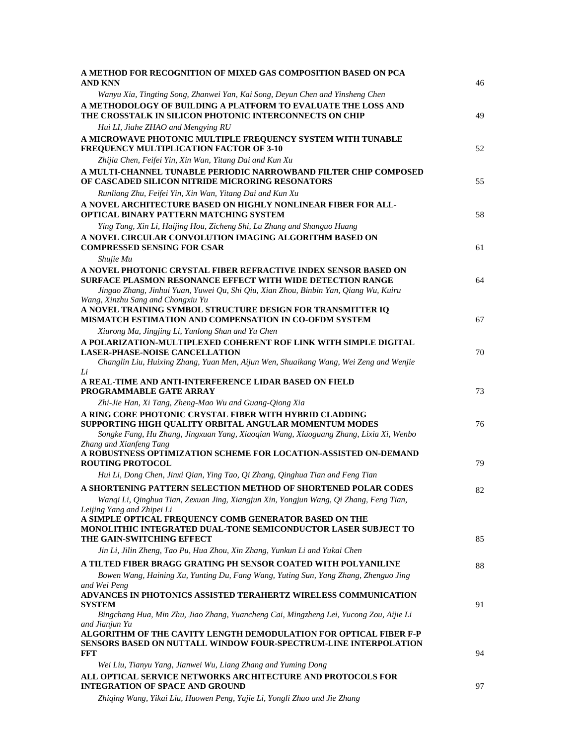**A METHOD FOR RECOGNITION OF MIXED GAS COMPOSITION BASED ON PCA AND KNN** 46

*Wanyu Xia, Tingting Song, Zhanwei Yan, Kai Song, Deyun Chen and Yinsheng Chen*

**A METHODOLOGY OF BUILDING A PLATFORM TO EVALUATE THE LOSS AND THE CROSSTALK IN SILICON PHOTONIC INTERCONNECTS ON CHIP** 49

*Hui LI, Jiahe ZHAO and Mengying RU*

**A MICROWAVE PHOTONIC MULTIPLE FREQUENCY SYSTEM WITH TUNABLE FREQUENCY MULTIPLICATION FACTOR OF 3-10** 52

*Zhijia Chen, Feifei Yin, Xin Wan, Yitang Dai and Kun Xu*

**A MULTI-CHANNEL TUNABLE PERIODIC NARROWBAND FILTER CHIP COMPOSED OF CASCADED SILICON NITRIDE MICRORING RESONATORS** 55

*Runliang Zhu, Feifei Yin, Xin Wan, Yitang Dai and Kun Xu*

**A NOVEL ARCHITECTURE BASED ON HIGHLY NONLINEAR FIBER FOR ALL-OPTICAL BINARY PATTERN MATCHING SYSTEM** 58

*Ying Tang, Xin Li, Haijing Hou, Zicheng Shi, Lu Zhang and Shanguo Huang*

**A NOVEL CIRCULAR CONVOLUTION IMAGING ALGORITHM BASED ON COMPRESSED SENSING FOR CSAR** 61

*Shujie Mu*

**A NOVEL PHOTONIC CRYSTAL FIBER REFRACTIVE INDEX SENSOR BASED ON SURFACE PLASMON RESONANCE EFFECT WITH WIDE DETECTION RANGE** 64

*Jingao Zhang, Jinhui Yuan, Yuwei Qu, Shi Qiu, Xian Zhou, Binbin Yan, Qiang Wu, Kuiru Wang, Xinzhu Sang and Chongxiu Yu*

**A NOVEL TRAINING SYMBOL STRUCTURE DESIGN FOR TRANSMITTER IQ MISMATCH ESTIMATION AND COMPENSATION IN CO-OFDM SYSTEM** 67

*Xiurong Ma, Jingjing Li, Yunlong Shan and Yu Chen*

**A POLARIZATION-MULTIPLEXED COHERENT ROF LINK WITH SIMPLE DIGITAL LASER-PHASE-NOISE CANCELLATION** 70

*Changlin Liu, Huixing Zhang, Yuan Men, Aijun Wen, Shuaikang Wang, Wei Zeng and Wenjie Li*

**A REAL-TIME AND ANTI-INTERFERENCE LIDAR BASED ON FIELD PROGRAMMABLE GATE ARRAY** 73

*Zhi-Jie Han, Xi Tang, Zheng-Mao Wu and Guang-Qiong Xia*

**A RING CORE PHOTONIC CRYSTAL FIBER WITH HYBRID CLADDING SUPPORTING HIGH QUALITY ORBITAL ANGULAR MOMENTUM MODES** 76

*Songke Fang, Hu Zhang, Jingxuan Yang, Xiaoqian Wang, Xiaoguang Zhang, Lixia Xi, Wenbo Zhang and Xianfeng Tang*

**A ROBUSTNESS OPTIMIZATION SCHEME FOR LOCATION-ASSISTED ON-DEMAND ROUTING PROTOCOL** 79

*Hui Li, Dong Chen, Jinxi Qian, Ying Tao, Qi Zhang, Qinghua Tian and Feng Tian*

**A SHORTENING PATTERN SELECTION METHOD OF SHORTENED POLAR CODES** 82

*Wanqi Li, Qinghua Tian, Zexuan Jing, Xiangjun Xin, Yongjun Wang, Qi Zhang, Feng Tian, Leijing Yang and Zhipei Li*

**A SIMPLE OPTICAL FREQUENCY COMB GENERATOR BASED ON THE MONOLITHIC INTEGRATED DUAL-TONE SEMICONDUCTOR LASER SUBJECT TO THE GAIN-SWITCHING EFFECT** 85

*Jin Li, Jilin Zheng, Tao Pu, Hua Zhou, Xin Zhang, Yunkun Li and Yukai Chen*

**A TILTED FIBER BRAGG GRATING PH SENSOR COATED WITH POLYANILINE** 88

*Bowen Wang, Haining Xu, Yunting Du, Fang Wang, Yuting Sun, Yang Zhang, Zhenguo Jing and Wei Peng*

**ADVANCES IN PHOTONICS ASSISTED TERAHERTZ WIRELESS COMMUNICATION SYSTEM** 91

*Bingchang Hua, Min Zhu, Jiao Zhang, Yuancheng Cai, Mingzheng Lei, Yucong Zou, Aijie Li and Jianjun Yu*

**ALGORITHM OF THE CAVITY LENGTH DEMODULATION FOR OPTICAL FIBER F-P SENSORS BASED ON NUTTALL WINDOW FOUR-SPECTRUM-LINE INTERPOLATION FFT** 94

*Wei Liu, Tianyu Yang, Jianwei Wu, Liang Zhang and Yuming Dong*

**ALL OPTICAL SERVICE NETWORKS ARCHITECTURE AND PROTOCOLS FOR INTEGRATION OF SPACE AND GROUND** 97

*Zhiqing Wang, Yikai Liu, Huowen Peng, Yajie Li, Yongli Zhao and Jie Zhang*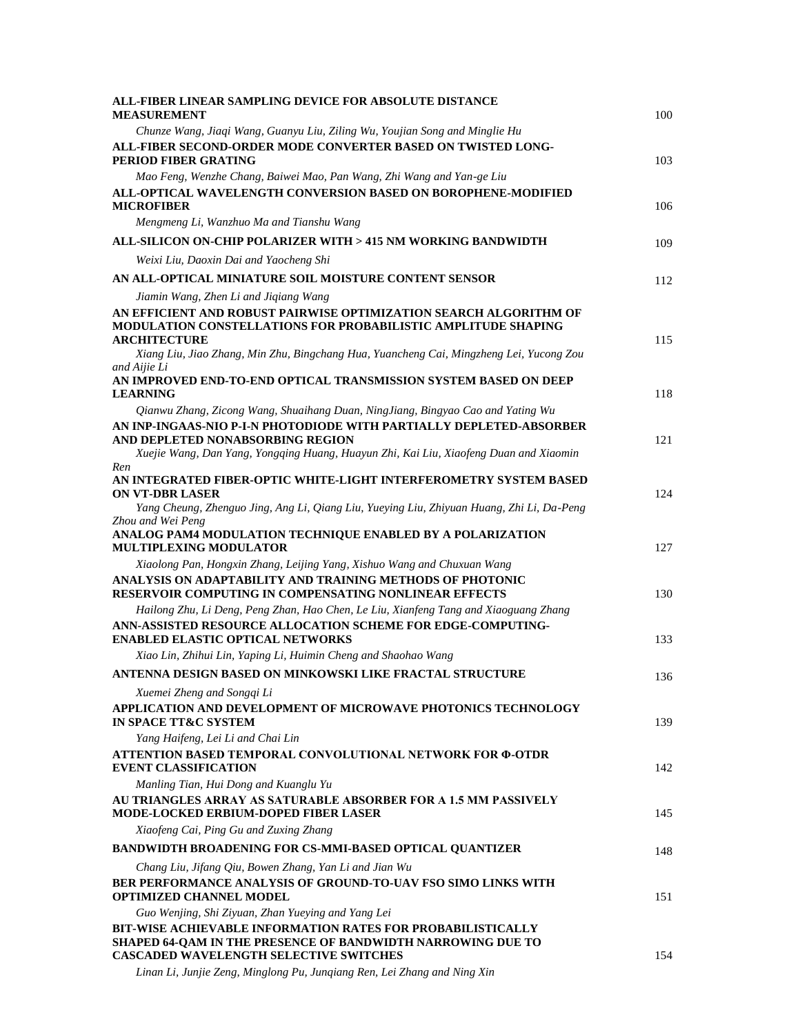**ALL-FIBER LINEAR SAMPLING DEVICE FOR ABSOLUTE DISTANCE MEASUREMENT** 100

*Chunze Wang, Jiaqi Wang, Guanyu Liu, Ziling Wu, Youjian Song and Minglie Hu*

**ALL-FIBER SECOND-ORDER MODE CONVERTER BASED ON TWISTED LONG-PERIOD FIBER GRATING** 103

*Mao Feng, Wenzhe Chang, Baiwei Mao, Pan Wang, Zhi Wang and Yan-ge Liu*

**ALL-OPTICAL WAVELENGTH CONVERSION BASED ON BOROPHENE-MODIFIED MICROFIBER** 106

*Mengmeng Li, Wanzhuo Ma and Tianshu Wang*

**ALL-SILICON ON-CHIP POLARIZER WITH > 415 NM WORKING BANDWIDTH** 109

*Weixi Liu, Daoxin Dai and Yaocheng Shi*

**AN ALL-OPTICAL MINIATURE SOIL MOISTURE CONTENT SENSOR** 112

*Jiamin Wang, Zhen Li and Jiqiang Wang*

**AN EFFICIENT AND ROBUST PAIRWISE OPTIMIZATION SEARCH ALGORITHM OF MODULATION CONSTELLATIONS FOR PROBABILISTIC AMPLITUDE SHAPING ARCHITECTURE** 115

*Xiang Liu, Jiao Zhang, Min Zhu, Bingchang Hua, Yuancheng Cai, Mingzheng Lei, Yucong Zou and Aijie Li*

**AN IMPROVED END-TO-END OPTICAL TRANSMISSION SYSTEM BASED ON DEEP LEARNING** 118

*Qianwu Zhang, Zicong Wang, Shuaihang Duan, NingJiang, Bingyao Cao and Yating Wu*

**AN INP-INGAAS-NIO P-I-N PHOTODIODE WITH PARTIALLY DEPLETED-ABSORBER AND DEPLETED NONABSORBING REGION** 121

*Xuejie Wang, Dan Yang, Yongqing Huang, Huayun Zhi, Kai Liu, Xiaofeng Duan and Xiaomin Ren*

**AN INTEGRATED FIBER-OPTIC WHITE-LIGHT INTERFEROMETRY SYSTEM BASED ON VT-DBR LASER** 124

*Yang Cheung, Zhenguo Jing, Ang Li, Qiang Liu, Yueying Liu, Zhiyuan Huang, Zhi Li, Da-Peng Zhou and Wei Peng*

**ANALOG PAM4 MODULATION TECHNIQUE ENABLED BY A POLARIZATION MULTIPLEXING MODULATOR** 127

*Xiaolong Pan, Hongxin Zhang, Leijing Yang, Xishuo Wang and Chuxuan Wang*

**ANALYSIS ON ADAPTABILITY AND TRAINING METHODS OF PHOTONIC RESERVOIR COMPUTING IN COMPENSATING NONLINEAR EFFECTS** 130

*Hailong Zhu, Li Deng, Peng Zhan, Hao Chen, Le Liu, Xianfeng Tang and Xiaoguang Zhang*

**ANN-ASSISTED RESOURCE ALLOCATION SCHEME FOR EDGE-COMPUTING-ENABLED ELASTIC OPTICAL NETWORKS** 133

*Xiao Lin, Zhihui Lin, Yaping Li, Huimin Cheng and Shaohao Wang*

**ANTENNA DESIGN BASED ON MINKOWSKI LIKE FRACTAL STRUCTURE** 136

*Xuemei Zheng and Songqi Li*

**APPLICATION AND DEVELOPMENT OF MICROWAVE PHOTONICS TECHNOLOGY IN SPACE TT&C SYSTEM** 139

*Yang Haifeng, Lei Li and Chai Lin*

**ATTENTION BASED TEMPORAL CONVOLUTIONAL NETWORK FOR Φ-OTDR EVENT CLASSIFICATION** 142

*Manling Tian, Hui Dong and Kuanglu Yu*

**AU TRIANGLES ARRAY AS SATURABLE ABSORBER FOR A 1.5 MM PASSIVELY MODE-LOCKED ERBIUM-DOPED FIBER LASER** 145

*Xiaofeng Cai, Ping Gu and Zuxing Zhang*

**BANDWIDTH BROADENING FOR CS-MMI-BASED OPTICAL QUANTIZER** 148

*Chang Liu, Jifang Qiu, Bowen Zhang, Yan Li and Jian Wu*

**BER PERFORMANCE ANALYSIS OF GROUND-TO-UAV FSO SIMO LINKS WITH OPTIMIZED CHANNEL MODEL** 151

*Guo Wenjing, Shi Ziyuan, Zhan Yueying and Yang Lei*

**BIT-WISE ACHIEVABLE INFORMATION RATES FOR PROBABILISTICALLY SHAPED 64-QAM IN THE PRESENCE OF BANDWIDTH NARROWING DUE TO CASCADED WAVELENGTH SELECTIVE SWITCHES** 154

*Linan Li, Junjie Zeng, Minglong Pu, Junqiang Ren, Lei Zhang and Ning Xin*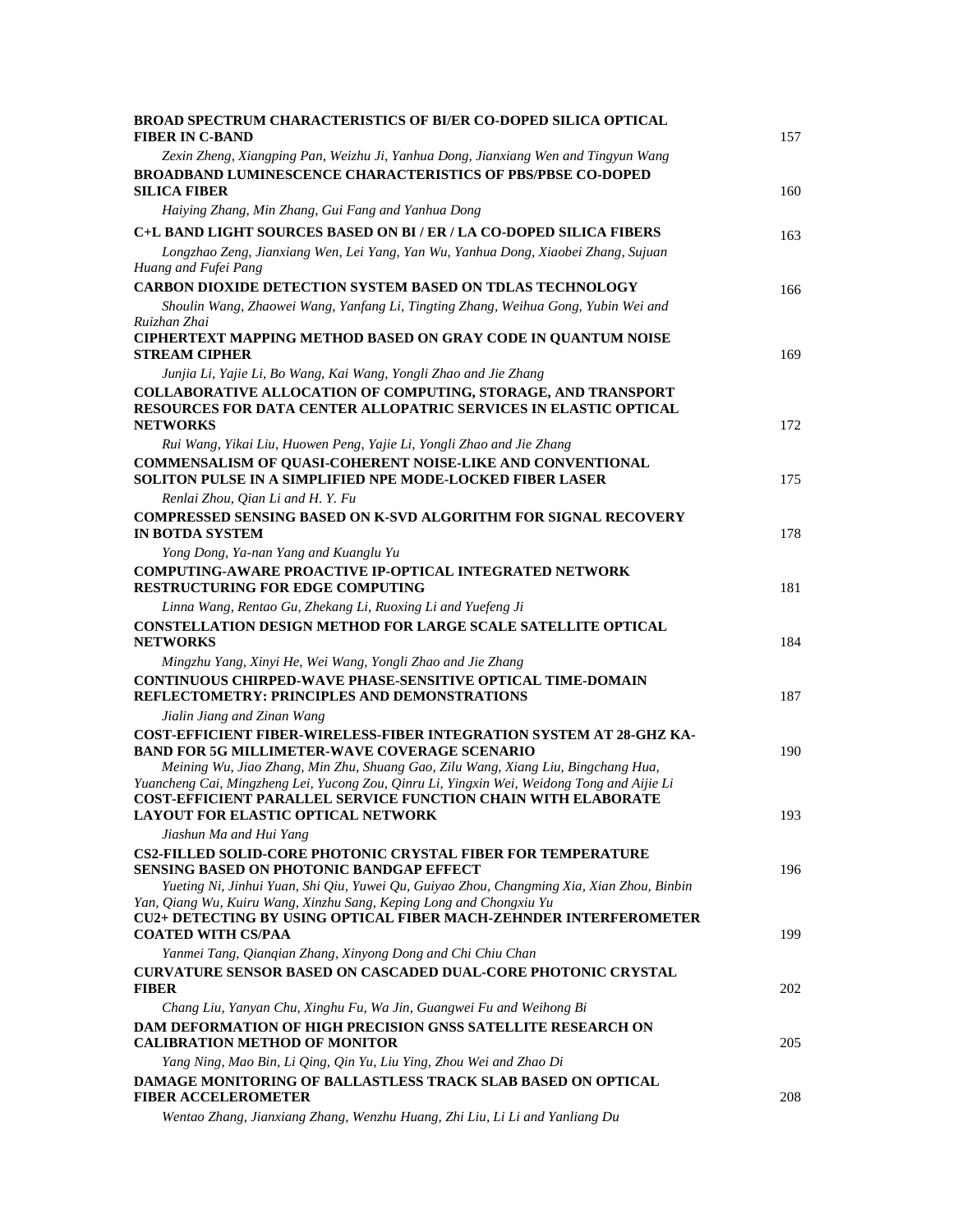**BROAD SPECTRUM CHARACTERISTICS OF BI/ER CO-DOPED SILICA OPTICAL FIBER IN C-BAND** 157

*Zexin Zheng, Xiangping Pan, Weizhu Ji, Yanhua Dong, Jianxiang Wen and Tingyun Wang*

**BROADBAND LUMINESCENCE CHARACTERISTICS OF PBS/PBSE CO-DOPED SILICA FIBER** 160

*Haiying Zhang, Min Zhang, Gui Fang and Yanhua Dong*

**C+L BAND LIGHT SOURCES BASED ON BI / ER / LA CO-DOPED SILICA FIBERS** 163

*Longzhao Zeng, Jianxiang Wen, Lei Yang, Yan Wu, Yanhua Dong, Xiaobei Zhang, Sujuan Huang and Fufei Pang*

**CARBON DIOXIDE DETECTION SYSTEM BASED ON TDLAS TECHNOLOGY** 166

*Shoulin Wang, Zhaowei Wang, Yanfang Li, Tingting Zhang, Weihua Gong, Yubin Wei and Ruizhan Zhai*

**CIPHERTEXT MAPPING METHOD BASED ON GRAY CODE IN QUANTUM NOISE STREAM CIPHER** 169

*Junjia Li, Yajie Li, Bo Wang, Kai Wang, Yongli Zhao and Jie Zhang*

**COLLABORATIVE ALLOCATION OF COMPUTING, STORAGE, AND TRANSPORT RESOURCES FOR DATA CENTER ALLOPATRIC SERVICES IN ELASTIC OPTICAL NETWORKS** 172

*Rui Wang, Yikai Liu, Huowen Peng, Yajie Li, Yongli Zhao and Jie Zhang*

**COMMENSALISM OF QUASI-COHERENT NOISE-LIKE AND CONVENTIONAL SOLITON PULSE IN A SIMPLIFIED NPE MODE-LOCKED FIBER LASER** 175

*Renlai Zhou, Qian Li and H. Y. Fu*

**COMPRESSED SENSING BASED ON K-SVD ALGORITHM FOR SIGNAL RECOVERY IN BOTDA SYSTEM** 178

*Yong Dong, Ya-nan Yang and Kuanglu Yu*

**COMPUTING-AWARE PROACTIVE IP-OPTICAL INTEGRATED NETWORK RESTRUCTURING FOR EDGE COMPUTING** 181

*Linna Wang, Rentao Gu, Zhekang Li, Ruoxing Li and Yuefeng Ji*

**CONSTELLATION DESIGN METHOD FOR LARGE SCALE SATELLITE OPTICAL NETWORKS** 184

*Mingzhu Yang, Xinyi He, Wei Wang, Yongli Zhao and Jie Zhang*

**CONTINUOUS CHIRPED-WAVE PHASE-SENSITIVE OPTICAL TIME-DOMAIN REFLECTOMETRY: PRINCIPLES AND DEMONSTRATIONS** 187

*Jialin Jiang and Zinan Wang*

**COST-EFFICIENT FIBER-WIRELESS-FIBER INTEGRATION SYSTEM AT 28-GHZ KA-BAND FOR 5G MILLIMETER-WAVE COVERAGE SCENARIO** 190

*Meining Wu, Jiao Zhang, Min Zhu, Shuang Gao, Zilu Wang, Xiang Liu, Bingchang Hua, Yuancheng Cai, Mingzheng Lei, Yucong Zou, Qinru Li, Yingxin Wei, Weidong Tong and Aijie Li*

**COST-EFFICIENT PARALLEL SERVICE FUNCTION CHAIN WITH ELABORATE LAYOUT FOR ELASTIC OPTICAL NETWORK** 193

*Jiashun Ma and Hui Yang*

**CS2-FILLED SOLID-CORE PHOTONIC CRYSTAL FIBER FOR TEMPERATURE SENSING BASED ON PHOTONIC BANDGAP EFFECT** 196

*Yueting Ni, Jinhui Yuan, Shi Qiu, Yuwei Qu, Guiyao Zhou, Changming Xia, Xian Zhou, Binbin Yan, Qiang Wu, Kuiru Wang, Xinzhu Sang, Keping Long and Chongxiu Yu*

**CU2+ DETECTING BY USING OPTICAL FIBER MACH-ZEHNDER INTERFEROMETER COATED WITH CS/PAA** 199

*Yanmei Tang, Qianqian Zhang, Xinyong Dong and Chi Chiu Chan*

**CURVATURE SENSOR BASED ON CASCADED DUAL-CORE PHOTONIC CRYSTAL FIBER** 202

*Chang Liu, Yanyan Chu, Xinghu Fu, Wa Jin, Guangwei Fu and Weihong Bi*

**DAM DEFORMATION OF HIGH PRECISION GNSS SATELLITE RESEARCH ON CALIBRATION METHOD OF MONITOR** 205

*Yang Ning, Mao Bin, Li Qing, Qin Yu, Liu Ying, Zhou Wei and Zhao Di*

**DAMAGE MONITORING OF BALLASTLESS TRACK SLAB BASED ON OPTICAL FIBER ACCELEROMETER** 208

*Wentao Zhang, Jianxiang Zhang, Wenzhu Huang, Zhi Liu, Li Li and Yanliang Du*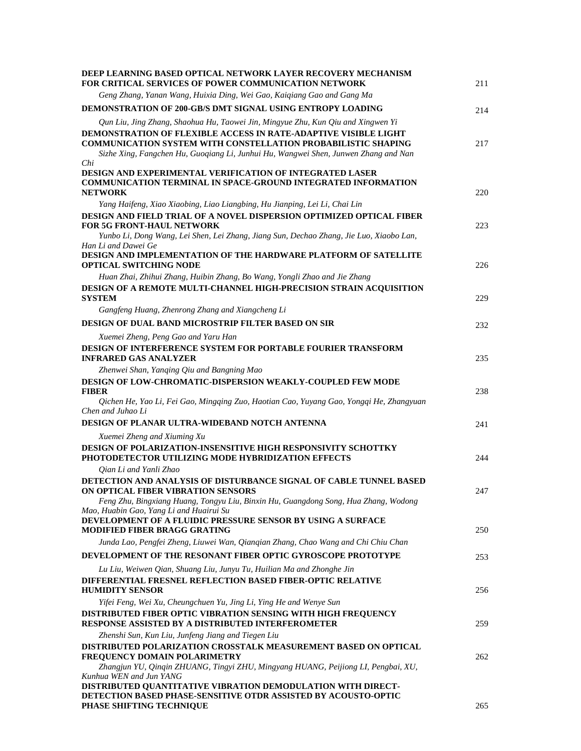**DEEP LEARNING BASED OPTICAL NETWORK LAYER RECOVERY MECHANISM FOR CRITICAL SERVICES OF POWER COMMUNICATION NETWORK** 211

*Geng Zhang, Yanan Wang, Huixia Ding, Wei Gao, Kaiqiang Gao and Gang Ma*

**DEMONSTRATION OF 200-GB/S DMT SIGNAL USING ENTROPY LOADING** 214

*Qun Liu, Jing Zhang, Shaohua Hu, Taowei Jin, Mingyue Zhu, Kun Qiu and Xingwen Yi*

**DEMONSTRATION OF FLEXIBLE ACCESS IN RATE-ADAPTIVE VISIBLE LIGHT COMMUNICATION SYSTEM WITH CONSTELLATION PROBABILISTIC SHAPING** 217

*Sizhe Xing, Fangchen Hu, Guoqiang Li, Junhui Hu, Wangwei Shen, Junwen Zhang and Nan Chi*

**DESIGN AND EXPERIMENTAL VERIFICATION OF INTEGRATED LASER COMMUNICATION TERMINAL IN SPACE-GROUND INTEGRATED INFORMATION NETWORK** 220

*Yang Haifeng, Xiao Xiaobing, Liao Liangbing, Hu Jianping, Lei Li, Chai Lin*

**DESIGN AND FIELD TRIAL OF A NOVEL DISPERSION OPTIMIZED OPTICAL FIBER FOR 5G FRONT-HAUL NETWORK** 223

*Yunbo Li, Dong Wang, Lei Shen, Lei Zhang, Jiang Sun, Dechao Zhang, Jie Luo, Xiaobo Lan, Han Li and Dawei Ge*

**DESIGN AND IMPLEMENTATION OF THE HARDWARE PLATFORM OF SATELLITE OPTICAL SWITCHING NODE** 226

*Huan Zhai, Zhihui Zhang, Huibin Zhang, Bo Wang, Yongli Zhao and Jie Zhang*

**DESIGN OF A REMOTE MULTI-CHANNEL HIGH-PRECISION STRAIN ACQUISITION SYSTEM** 229

*Gangfeng Huang, Zhenrong Zhang and Xiangcheng Li*

**DESIGN OF DUAL BAND MICROSTRIP FILTER BASED ON SIR** 232

*Xuemei Zheng, Peng Gao and Yaru Han*

**DESIGN OF INTERFERENCE SYSTEM FOR PORTABLE FOURIER TRANSFORM INFRARED GAS ANALYZER** 235

*Zhenwei Shan, Yanqing Qiu and Bangning Mao*

**DESIGN OF LOW-CHROMATIC-DISPERSION WEAKLY-COUPLED FEW MODE FIBER** 238

*Qichen He, Yao Li, Fei Gao, Mingqing Zuo, Haotian Cao, Yuyang Gao, Yongqi He, Zhangyuan Chen and Juhao Li*

**DESIGN OF PLANAR ULTRA-WIDEBAND NOTCH ANTENNA** 241

*Xuemei Zheng and Xiuming Xu*

**DESIGN OF POLARIZATION-INSENSITIVE HIGH RESPONSIVITY SCHOTTKY PHOTODETECTOR UTILIZING MODE HYBRIDIZATION EFFECTS** 244

*Qian Li and Yanli Zhao*

**DETECTION AND ANALYSIS OF DISTURBANCE SIGNAL OF CABLE TUNNEL BASED ON OPTICAL FIBER VIBRATION SENSORS** 247

*Feng Zhu, Bingxiang Huang, Tongyu Liu, Binxin Hu, Guangdong Song, Hua Zhang, Wodong Mao, Huabin Gao, Yang Li and Huairui Su*

**DEVELOPMENT OF A FLUIDIC PRESSURE SENSOR BY USING A SURFACE MODIFIED FIBER BRAGG GRATING** 250

*Junda Lao, Pengfei Zheng, Liuwei Wan, Qianqian Zhang, Chao Wang and Chi Chiu Chan*

**DEVELOPMENT OF THE RESONANT FIBER OPTIC GYROSCOPE PROTOTYPE** 253

*Lu Liu, Weiwen Qian, Shuang Liu, Junyu Tu, Huilian Ma and Zhonghe Jin*

**DIFFERENTIAL FRESNEL REFLECTION BASED FIBER-OPTIC RELATIVE HUMIDITY SENSOR** 256

*Yifei Feng, Wei Xu, Cheungchuen Yu, Jing Li, Ying He and Wenye Sun*

**DISTRIBUTED FIBER OPTIC VIBRATION SENSING WITH HIGH FREQUENCY RESPONSE ASSISTED BY A DISTRIBUTED INTERFEROMETER** 259

*Zhenshi Sun, Kun Liu, Junfeng Jiang and Tiegen Liu*

**DISTRIBUTED POLARIZATION CROSSTALK MEASUREMENT BASED ON OPTICAL FREQUENCY DOMAIN POLARIMETRY** 262

*Zhangjun YU, Qinqin ZHUANG, Tingyi ZHU, Mingyang HUANG, Peijiong LI, Pengbai, XU, Kunhua WEN and Jun YANG*

**DISTRIBUTED QUANTITATIVE VIBRATION DEMODULATION WITH DIRECT-DETECTION BASED PHASE-SENSITIVE OTDR ASSISTED BY ACOUSTO-OPTIC PHASE SHIFTING TECHNIQUE** 265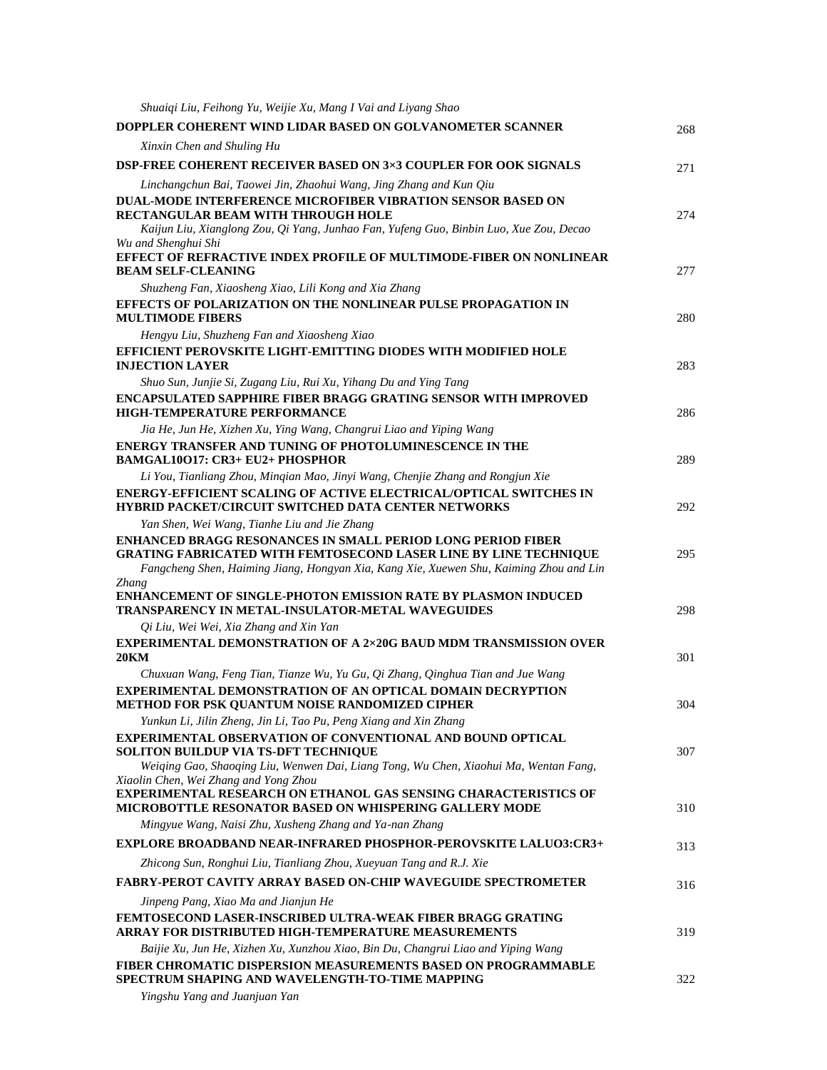*Shuaiqi Liu, Feihong Yu, Weijie Xu, Mang I Vai and Liyang Shao*

**DOPPLER COHERENT WIND LIDAR BASED ON GOLVANOMETER SCANNER** 268

*Xinxin Chen and Shuling Hu*

**DSP-FREE COHERENT RECEIVER BASED ON 3×3 COUPLER FOR OOK SIGNALS** 271

*Linchangchun Bai, Taowei Jin, Zhaohui Wang, Jing Zhang and Kun Qiu*

**DUAL-MODE INTERFERENCE MICROFIBER VIBRATION SENSOR BASED ON RECTANGULAR BEAM WITH THROUGH HOLE** 274

*Kaijun Liu, Xianglong Zou, Qi Yang, Junhao Fan, Yufeng Guo, Binbin Luo, Xue Zou, Decao Wu and Shenghui Shi*

**EFFECT OF REFRACTIVE INDEX PROFILE OF MULTIMODE-FIBER ON NONLINEAR BEAM SELF-CLEANING** 277

*Shuzheng Fan, Xiaosheng Xiao, Lili Kong and Xia Zhang*

**EFFECTS OF POLARIZATION ON THE NONLINEAR PULSE PROPAGATION IN MULTIMODE FIBERS** 280

*Hengyu Liu, Shuzheng Fan and Xiaosheng Xiao*

**EFFICIENT PEROVSKITE LIGHT-EMITTING DIODES WITH MODIFIED HOLE INJECTION LAYER** 283

*Shuo Sun, Junjie Si, Zugang Liu, Rui Xu, Yihang Du and Ying Tang*

**ENCAPSULATED SAPPHIRE FIBER BRAGG GRATING SENSOR WITH IMPROVED HIGH-TEMPERATURE PERFORMANCE** 286

*Jia He, Jun He, Xizhen Xu, Ying Wang, Changrui Liao and Yiping Wang*

**ENERGY TRANSFER AND TUNING OF PHOTOLUMINESCENCE IN THE BAMGAL10O17: CR3+ EU2+ PHOSPHOR** 289

*Li You, Tianliang Zhou, Minqian Mao, Jinyi Wang, Chenjie Zhang and Rongjun Xie*

**ENERGY-EFFICIENT SCALING OF ACTIVE ELECTRICAL/OPTICAL SWITCHES IN HYBRID PACKET/CIRCUIT SWITCHED DATA CENTER NETWORKS** 292

*Yan Shen, Wei Wang, Tianhe Liu and Jie Zhang*

**ENHANCED BRAGG RESONANCES IN SMALL PERIOD LONG PERIOD FIBER GRATING FABRICATED WITH FEMTOSECOND LASER LINE BY LINE TECHNIQUE** 295

*Fangcheng Shen, Haiming Jiang, Hongyan Xia, Kang Xie, Xuewen Shu, Kaiming Zhou and Lin Zhang*

**ENHANCEMENT OF SINGLE-PHOTON EMISSION RATE BY PLASMON INDUCED TRANSPARENCY IN METAL-INSULATOR-METAL WAVEGUIDES** 298

*Qi Liu, Wei Wei, Xia Zhang and Xin Yan*

**EXPERIMENTAL DEMONSTRATION OF A 2×20G BAUD MDM TRANSMISSION OVER 20KM** 301

*Chuxuan Wang, Feng Tian, Tianze Wu, Yu Gu, Qi Zhang, Qinghua Tian and Jue Wang*

**EXPERIMENTAL DEMONSTRATION OF AN OPTICAL DOMAIN DECRYPTION METHOD FOR PSK QUANTUM NOISE RANDOMIZED CIPHER** 304

*Yunkun Li, Jilin Zheng, Jin Li, Tao Pu, Peng Xiang and Xin Zhang*

**EXPERIMENTAL OBSERVATION OF CONVENTIONAL AND BOUND OPTICAL SOLITON BUILDUP VIA TS-DFT TECHNIQUE** 307

*Weiqing Gao, Shaoqing Liu, Wenwen Dai, Liang Tong, Wu Chen, Xiaohui Ma, Wentan Fang, Xiaolin Chen, Wei Zhang and Yong Zhou*

**EXPERIMENTAL RESEARCH ON ETHANOL GAS SENSING CHARACTERISTICS OF MICROBOTTLE RESONATOR BASED ON WHISPERING GALLERY MODE** 310

*Mingyue Wang, Naisi Zhu, Xusheng Zhang and Ya-nan Zhang*

**EXPLORE BROADBAND NEAR-INFRARED PHOSPHOR-PEROVSKITE LALUO3:CR3+** 313

*Zhicong Sun, Ronghui Liu, Tianliang Zhou, Xueyuan Tang and R.J. Xie*

**FABRY-PEROT CAVITY ARRAY BASED ON-CHIP WAVEGUIDE SPECTROMETER** 316

*Jinpeng Pang, Xiao Ma and Jianjun He*

**FEMTOSECOND LASER-INSCRIBED ULTRA-WEAK FIBER BRAGG GRATING ARRAY FOR DISTRIBUTED HIGH-TEMPERATURE MEASUREMENTS** 319

*Baijie Xu, Jun He, Xizhen Xu, Xunzhou Xiao, Bin Du, Changrui Liao and Yiping Wang*

**FIBER CHROMATIC DISPERSION MEASUREMENTS BASED ON PROGRAMMABLE SPECTRUM SHAPING AND WAVELENGTH-TO-TIME MAPPING** 322

*Yingshu Yang and Juanjuan Yan*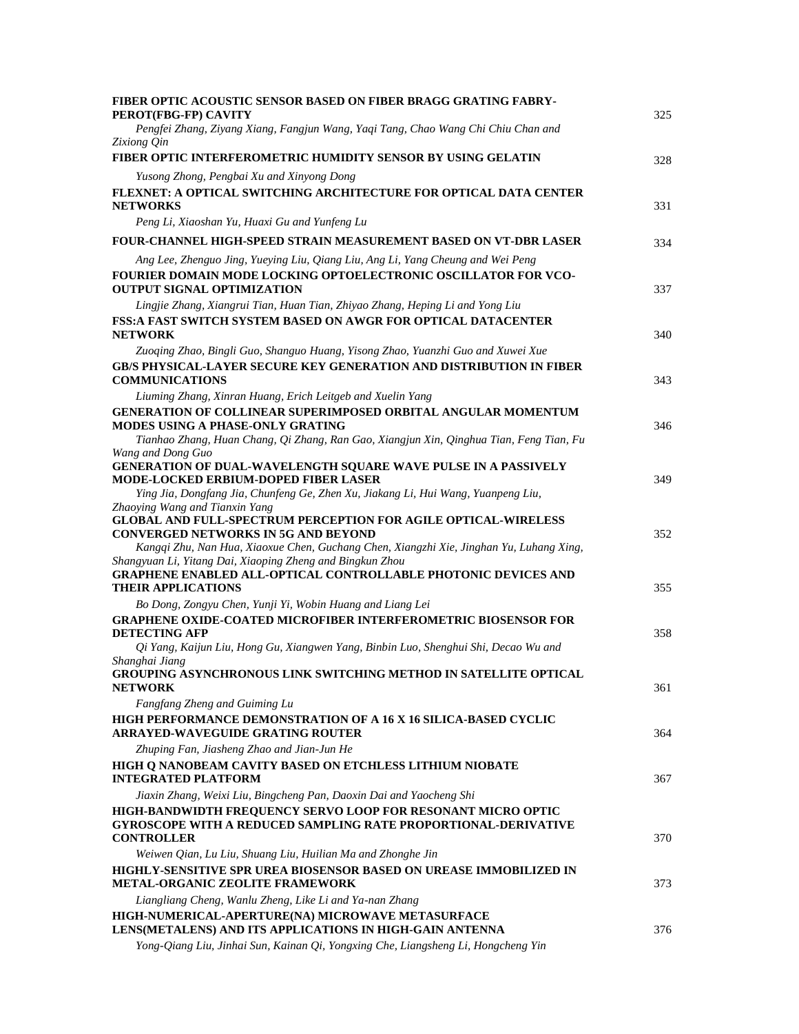**FIBER OPTIC ACOUSTIC SENSOR BASED ON FIBER BRAGG GRATING FABRY-PEROT(FBG-FP) CAVITY** 325
*Pengfei Zhang, Ziyang Xiang, Fangjun Wang, Yaqi Tang, Chao Wang Chi Chiu Chan and Zixiong Qin*

**FIBER OPTIC INTERFEROMETRIC HUMIDITY SENSOR BY USING GELATIN** 328
*Yusong Zhong, Pengbai Xu and Xinyong Dong*

**FLEXNET: A OPTICAL SWITCHING ARCHITECTURE FOR OPTICAL DATA CENTER NETWORKS** 331
*Peng Li, Xiaoshan Yu, Huaxi Gu and Yunfeng Lu*

**FOUR-CHANNEL HIGH-SPEED STRAIN MEASUREMENT BASED ON VT-DBR LASER** 334
*Ang Lee, Zhenguo Jing, Yueying Liu, Qiang Liu, Ang Li, Yang Cheung and Wei Peng*

**FOURIER DOMAIN MODE LOCKING OPTOELECTRONIC OSCILLATOR FOR VCO-OUTPUT SIGNAL OPTIMIZATION** 337
*Lingjie Zhang, Xiangrui Tian, Huan Tian, Zhiyao Zhang, Heping Li and Yong Liu*

**FSS:A FAST SWITCH SYSTEM BASED ON AWGR FOR OPTICAL DATACENTER NETWORK** 340
*Zuoqing Zhao, Bingli Guo, Shanguo Huang, Yisong Zhao, Yuanzhi Guo and Xuwei Xue*

**GB/S PHYSICAL-LAYER SECURE KEY GENERATION AND DISTRIBUTION IN FIBER COMMUNICATIONS** 343
*Liuming Zhang, Xinran Huang, Erich Leitgeb and Xuelin Yang*

**GENERATION OF COLLINEAR SUPERIMPOSED ORBITAL ANGULAR MOMENTUM MODES USING A PHASE-ONLY GRATING** 346
*Tianhao Zhang, Huan Chang, Qi Zhang, Ran Gao, Xiangjun Xin, Qinghua Tian, Feng Tian, Fu Wang and Dong Guo*

**GENERATION OF DUAL-WAVELENGTH SQUARE WAVE PULSE IN A PASSIVELY MODE-LOCKED ERBIUM-DOPED FIBER LASER** 349
*Ying Jia, Dongfang Jia, Chunfeng Ge, Zhen Xu, Jiakang Li, Hui Wang, Yuanpeng Liu, Zhaoying Wang and Tianxin Yang*

**GLOBAL AND FULL-SPECTRUM PERCEPTION FOR AGILE OPTICAL-WIRELESS CONVERGED NETWORKS IN 5G AND BEYOND** 352
*Kangqi Zhu, Nan Hua, Xiaoxue Chen, Guchang Chen, Xiangzhi Xie, Jinghan Yu, Luhang Xing, Shangyuan Li, Yitang Dai, Xiaoping Zheng and Bingkun Zhou*

**GRAPHENE ENABLED ALL-OPTICAL CONTROLLABLE PHOTONIC DEVICES AND THEIR APPLICATIONS** 355
*Bo Dong, Zongyu Chen, Yunji Yi, Wobin Huang and Liang Lei*

**GRAPHENE OXIDE-COATED MICROFIBER INTERFEROMETRIC BIOSENSOR FOR DETECTING AFP** 358
*Qi Yang, Kaijun Liu, Hong Gu, Xiangwen Yang, Binbin Luo, Shenghui Shi, Decao Wu and Shanghai Jiang*

**GROUPING ASYNCHRONOUS LINK SWITCHING METHOD IN SATELLITE OPTICAL NETWORK** 361
*Fangfang Zheng and Guiming Lu*

**HIGH PERFORMANCE DEMONSTRATION OF A 16 X 16 SILICA-BASED CYCLIC ARRAYED-WAVEGUIDE GRATING ROUTER** 364
*Zhuping Fan, Jiasheng Zhao and Jian-Jun He*

**HIGH Q NANOBEAM CAVITY BASED ON ETCHLESS LITHIUM NIOBATE INTEGRATED PLATFORM** 367
*Jiaxin Zhang, Weixi Liu, Bingcheng Pan, Daoxin Dai and Yaocheng Shi*

**HIGH-BANDWIDTH FREQUENCY SERVO LOOP FOR RESONANT MICRO OPTIC GYROSCOPE WITH A REDUCED SAMPLING RATE PROPORTIONAL-DERIVATIVE CONTROLLER** 370
*Weiwen Qian, Lu Liu, Shuang Liu, Huilian Ma and Zhonghe Jin*

**HIGHLY-SENSITIVE SPR UREA BIOSENSOR BASED ON UREASE IMMOBILIZED IN METAL-ORGANIC ZEOLITE FRAMEWORK** 373
*Liangliang Cheng, Wanlu Zheng, Like Li and Ya-nan Zhang*

**HIGH-NUMERICAL-APERTURE(NA) MICROWAVE METASURFACE LENS(METALENS) AND ITS APPLICATIONS IN HIGH-GAIN ANTENNA** 376
*Yong-Qiang Liu, Jinhai Sun, Kainan Qi, Yongxing Che, Liangsheng Li, Hongcheng Yin*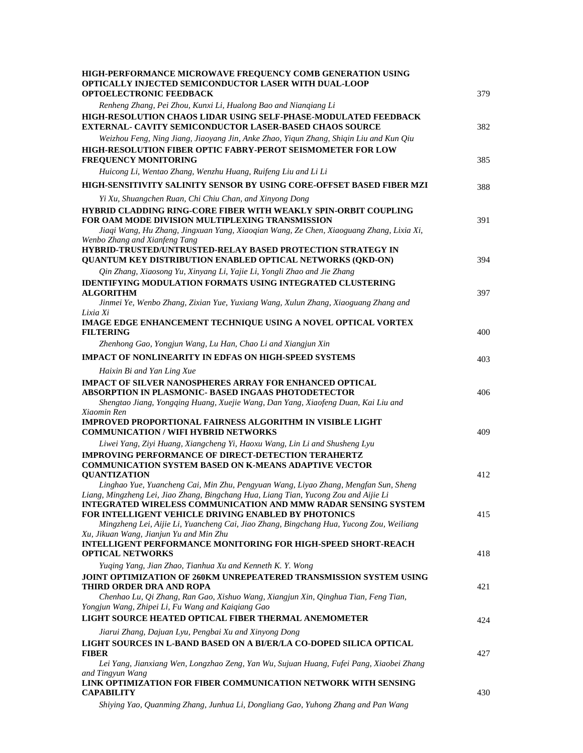**HIGH-PERFORMANCE MICROWAVE FREQUENCY COMB GENERATION USING OPTICALLY INJECTED SEMICONDUCTOR LASER WITH DUAL-LOOP OPTOELECTRONIC FEEDBACK** 379

*Renheng Zhang, Pei Zhou, Kunxi Li, Hualong Bao and Nianqiang Li*

**HIGH-RESOLUTION CHAOS LIDAR USING SELF-PHASE-MODULATED FEEDBACK EXTERNAL- CAVITY SEMICONDUCTOR LASER-BASED CHAOS SOURCE** 382

*Weizhou Feng, Ning Jiang, Jiaoyang Jin, Anke Zhao, Yiqun Zhang, Shiqin Liu and Kun Qiu*

**HIGH-RESOLUTION FIBER OPTIC FABRY-PEROT SEISMOMETER FOR LOW FREQUENCY MONITORING** 385

*Huicong Li, Wentao Zhang, Wenzhu Huang, Ruifeng Liu and Li Li*

**HIGH-SENSITIVITY SALINITY SENSOR BY USING CORE-OFFSET BASED FIBER MZI** 388

*Yi Xu, Shuangchen Ruan, Chi Chiu Chan, and Xinyong Dong*

**HYBRID CLADDING RING-CORE FIBER WITH WEAKLY SPIN-ORBIT COUPLING FOR OAM MODE DIVISION MULTIPLEXING TRANSMISSION** 391

*Jiaqi Wang, Hu Zhang, Jingxuan Yang, Xiaoqian Wang, Ze Chen, Xiaoguang Zhang, Lixia Xi, Wenbo Zhang and Xianfeng Tang*

**HYBRID-TRUSTED/UNTRUSTED-RELAY BASED PROTECTION STRATEGY IN QUANTUM KEY DISTRIBUTION ENABLED OPTICAL NETWORKS (QKD-ON)** 394

*Qin Zhang, Xiaosong Yu, Xinyang Li, Yajie Li, Yongli Zhao and Jie Zhang*

**IDENTIFYING MODULATION FORMATS USING INTEGRATED CLUSTERING ALGORITHM** 397

*Jinmei Ye, Wenbo Zhang, Zixian Yue, Yuxiang Wang, Xulun Zhang, Xiaoguang Zhang and Lixia Xi*

**IMAGE EDGE ENHANCEMENT TECHNIQUE USING A NOVEL OPTICAL VORTEX FILTERING** 400

*Zhenhong Gao, Yongjun Wang, Lu Han, Chao Li and Xiangjun Xin*

**IMPACT OF NONLINEARITY IN EDFAS ON HIGH-SPEED SYSTEMS** 403

*Haixin Bi and Yan Ling Xue*

**IMPACT OF SILVER NANOSPHERES ARRAY FOR ENHANCED OPTICAL ABSORPTION IN PLASMONIC- BASED INGAAS PHOTODETECTOR** 406

*Shengtao Jiang, Yongqing Huang, Xuejie Wang, Dan Yang, Xiaofeng Duan, Kai Liu and Xiaomin Ren*

**IMPROVED PROPORTIONAL FAIRNESS ALGORITHM IN VISIBLE LIGHT COMMUNICATION / WIFI HYBRID NETWORKS** 409

*Liwei Yang, Ziyi Huang, Xiangcheng Yi, Haoxu Wang, Lin Li and Shusheng Lyu*

**IMPROVING PERFORMANCE OF DIRECT-DETECTION TERAHERTZ COMMUNICATION SYSTEM BASED ON K-MEANS ADAPTIVE VECTOR QUANTIZATION** 412

*Linghao Yue, Yuancheng Cai, Min Zhu, Pengyuan Wang, Liyao Zhang, Mengfan Sun, Sheng Liang, Mingzheng Lei, Jiao Zhang, Bingchang Hua, Liang Tian, Yucong Zou and Aijie Li*

**INTEGRATED WIRELESS COMMUNICATION AND MMW RADAR SENSING SYSTEM FOR INTELLIGENT VEHICLE DRIVING ENABLED BY PHOTONICS** 415

*Mingzheng Lei, Aijie Li, Yuancheng Cai, Jiao Zhang, Bingchang Hua, Yucong Zou, Weiliang Xu, Jikuan Wang, Jianjun Yu and Min Zhu*

**INTELLIGENT PERFORMANCE MONITORING FOR HIGH-SPEED SHORT-REACH OPTICAL NETWORKS** 418

*Yuqing Yang, Jian Zhao, Tianhua Xu and Kenneth K. Y. Wong*

**JOINT OPTIMIZATION OF 260KM UNREPEATERED TRANSMISSION SYSTEM USING THIRD ORDER DRA AND ROPA** 421

*Chenhao Lu, Qi Zhang, Ran Gao, Xishuo Wang, Xiangjun Xin, Qinghua Tian, Feng Tian, Yongjun Wang, Zhipei Li, Fu Wang and Kaiqiang Gao*

**LIGHT SOURCE HEATED OPTICAL FIBER THERMAL ANEMOMETER** 424

*Jiarui Zhang, Dajuan Lyu, Pengbai Xu and Xinyong Dong*

**LIGHT SOURCES IN L-BAND BASED ON A BI/ER/LA CO-DOPED SILICA OPTICAL FIBER** 427

*Lei Yang, Jianxiang Wen, Longzhao Zeng, Yan Wu, Sujuan Huang, Fufei Pang, Xiaobei Zhang and Tingyun Wang*

**LINK OPTIMIZATION FOR FIBER COMMUNICATION NETWORK WITH SENSING CAPABILITY** 430

*Shiying Yao, Quanming Zhang, Junhua Li, Dongliang Gao, Yuhong Zhang and Pan Wang*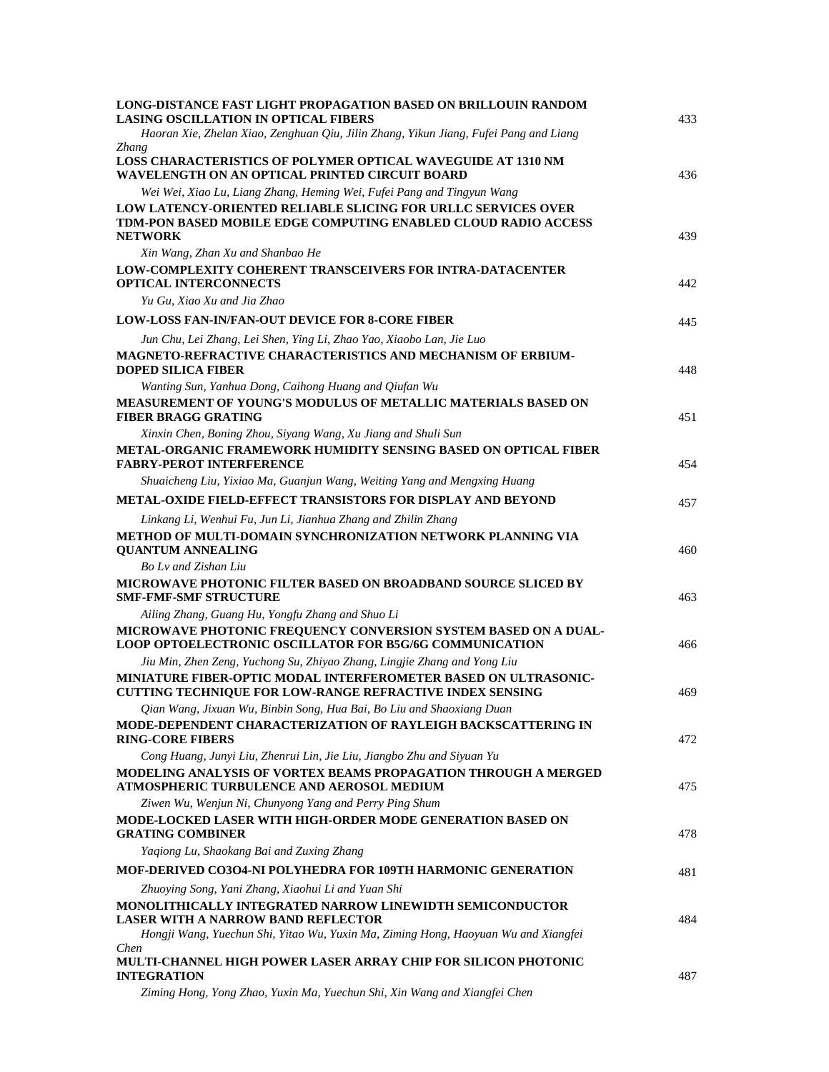**LONG-DISTANCE FAST LIGHT PROPAGATION BASED ON BRILLOUIN RANDOM LASING OSCILLATION IN OPTICAL FIBERS** 433

*Haoran Xie, Zhelan Xiao, Zenghuan Qiu, Jilin Zhang, Yikun Jiang, Fufei Pang and Liang Zhang*

**LOSS CHARACTERISTICS OF POLYMER OPTICAL WAVEGUIDE AT 1310 NM WAVELENGTH ON AN OPTICAL PRINTED CIRCUIT BOARD** 436

*Wei Wei, Xiao Lu, Liang Zhang, Heming Wei, Fufei Pang and Tingyun Wang*

**LOW LATENCY-ORIENTED RELIABLE SLICING FOR URLLC SERVICES OVER TDM-PON BASED MOBILE EDGE COMPUTING ENABLED CLOUD RADIO ACCESS NETWORK** 439

*Xin Wang, Zhan Xu and Shanbao He*

**LOW-COMPLEXITY COHERENT TRANSCEIVERS FOR INTRA-DATACENTER OPTICAL INTERCONNECTS** 442

*Yu Gu, Xiao Xu and Jia Zhao*

**LOW-LOSS FAN-IN/FAN-OUT DEVICE FOR 8-CORE FIBER** 445

*Jun Chu, Lei Zhang, Lei Shen, Ying Li, Zhao Yao, Xiaobo Lan, Jie Luo*

**MAGNETO-REFRACTIVE CHARACTERISTICS AND MECHANISM OF ERBIUM-DOPED SILICA FIBER** 448

*Wanting Sun, Yanhua Dong, Caihong Huang and Qiufan Wu*

**MEASUREMENT OF YOUNG'S MODULUS OF METALLIC MATERIALS BASED ON FIBER BRAGG GRATING** 451

*Xinxin Chen, Boning Zhou, Siyang Wang, Xu Jiang and Shuli Sun*

**METAL-ORGANIC FRAMEWORK HUMIDITY SENSING BASED ON OPTICAL FIBER FABRY-PEROT INTERFERENCE** 454

*Shuaicheng Liu, Yixiao Ma, Guanjun Wang, Weiting Yang and Mengxing Huang*

**METAL-OXIDE FIELD-EFFECT TRANSISTORS FOR DISPLAY AND BEYOND** 457

*Linkang Li, Wenhui Fu, Jun Li, Jianhua Zhang and Zhilin Zhang*

**METHOD OF MULTI-DOMAIN SYNCHRONIZATION NETWORK PLANNING VIA QUANTUM ANNEALING** 460

*Bo Lv and Zishan Liu*

**MICROWAVE PHOTONIC FILTER BASED ON BROADBAND SOURCE SLICED BY SMF-FMF-SMF STRUCTURE** 463

*Ailing Zhang, Guang Hu, Yongfu Zhang and Shuo Li*

**MICROWAVE PHOTONIC FREQUENCY CONVERSION SYSTEM BASED ON A DUAL-LOOP OPTOELECTRONIC OSCILLATOR FOR B5G/6G COMMUNICATION** 466

*Jiu Min, Zhen Zeng, Yuchong Su, Zhiyao Zhang, Lingjie Zhang and Yong Liu*

**MINIATURE FIBER-OPTIC MODAL INTERFEROMETER BASED ON ULTRASONIC-CUTTING TECHNIQUE FOR LOW-RANGE REFRACTIVE INDEX SENSING** 469

*Qian Wang, Jixuan Wu, Binbin Song, Hua Bai, Bo Liu and Shaoxiang Duan*

**MODE-DEPENDENT CHARACTERIZATION OF RAYLEIGH BACKSCATTERING IN RING-CORE FIBERS** 472

*Cong Huang, Junyi Liu, Zhenrui Lin, Jie Liu, Jiangbo Zhu and Siyuan Yu*

**MODELING ANALYSIS OF VORTEX BEAMS PROPAGATION THROUGH A MERGED ATMOSPHERIC TURBULENCE AND AEROSOL MEDIUM** 475

*Ziwen Wu, Wenjun Ni, Chunyong Yang and Perry Ping Shum*

**MODE-LOCKED LASER WITH HIGH-ORDER MODE GENERATION BASED ON GRATING COMBINER** 478

*Yaqiong Lu, Shaokang Bai and Zuxing Zhang*

**MOF-DERIVED CO3O4-NI POLYHEDRA FOR 109TH HARMONIC GENERATION** 481

*Zhuoying Song, Yani Zhang, Xiaohui Li and Yuan Shi*

**MONOLITHICALLY INTEGRATED NARROW LINEWIDTH SEMICONDUCTOR LASER WITH A NARROW BAND REFLECTOR** 484

*Hongji Wang, Yuechun Shi, Yitao Wu, Yuxin Ma, Ziming Hong, Haoyuan Wu and Xiangfei Chen*

**MULTI-CHANNEL HIGH POWER LASER ARRAY CHIP FOR SILICON PHOTONIC INTEGRATION** 487

*Ziming Hong, Yong Zhao, Yuxin Ma, Yuechun Shi, Xin Wang and Xiangfei Chen*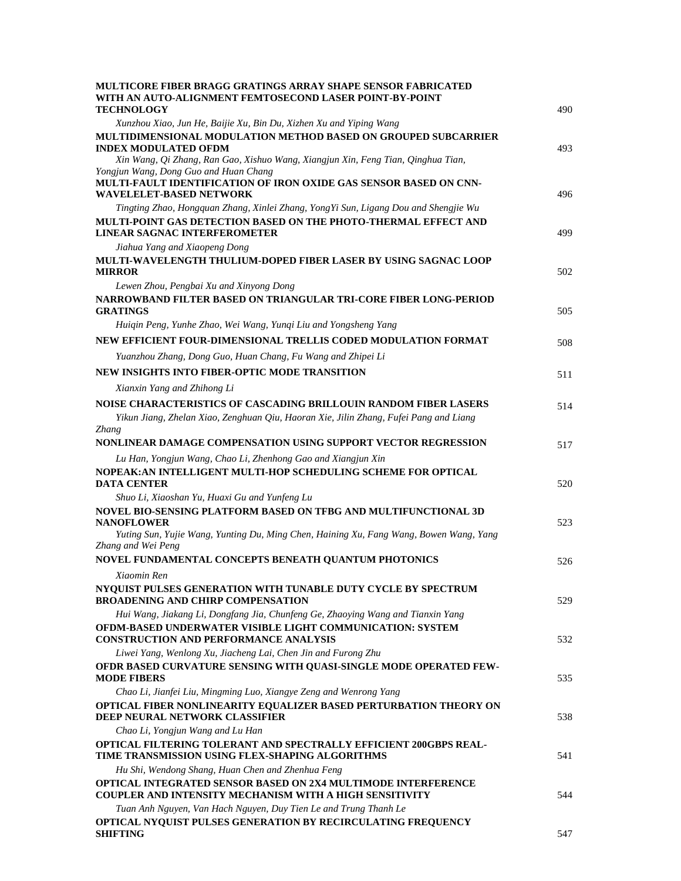**MULTICORE FIBER BRAGG GRATINGS ARRAY SHAPE SENSOR FABRICATED WITH AN AUTO-ALIGNMENT FEMTOSECOND LASER POINT-BY-POINT TECHNOLOGY** 490

*Xunzhou Xiao, Jun He, Baijie Xu, Bin Du, Xizhen Xu and Yiping Wang*

**MULTIDIMENSIONAL MODULATION METHOD BASED ON GROUPED SUBCARRIER INDEX MODULATED OFDM** 493

*Xin Wang, Qi Zhang, Ran Gao, Xishuo Wang, Xiangjun Xin, Feng Tian, Qinghua Tian, Yongjun Wang, Dong Guo and Huan Chang*

**MULTI-FAULT IDENTIFICATION OF IRON OXIDE GAS SENSOR BASED ON CNN-WAVELELET-BASED NETWORK** 496

*Tingting Zhao, Hongquan Zhang, Xinlei Zhang, YongYi Sun, Ligang Dou and Shengjie Wu*

**MULTI-POINT GAS DETECTION BASED ON THE PHOTO-THERMAL EFFECT AND LINEAR SAGNAC INTERFEROMETER** 499

*Jiahua Yang and Xiaopeng Dong*

**MULTI-WAVELENGTH THULIUM-DOPED FIBER LASER BY USING SAGNAC LOOP MIRROR** 502

*Lewen Zhou, Pengbai Xu and Xinyong Dong*

**NARROWBAND FILTER BASED ON TRIANGULAR TRI-CORE FIBER LONG-PERIOD GRATINGS** 505

*Huiqin Peng, Yunhe Zhao, Wei Wang, Yunqi Liu and Yongsheng Yang*

**NEW EFFICIENT FOUR-DIMENSIONAL TRELLIS CODED MODULATION FORMAT** 508

*Yuanzhou Zhang, Dong Guo, Huan Chang, Fu Wang and Zhipei Li*

**NEW INSIGHTS INTO FIBER-OPTIC MODE TRANSITION** 511

*Xianxin Yang and Zhihong Li*

**NOISE CHARACTERISTICS OF CASCADING BRILLOUIN RANDOM FIBER LASERS** 514

*Yikun Jiang, Zhelan Xiao, Zenghuan Qiu, Haoran Xie, Jilin Zhang, Fufei Pang and Liang Zhang*

**NONLINEAR DAMAGE COMPENSATION USING SUPPORT VECTOR REGRESSION** 517

*Lu Han, Yongjun Wang, Chao Li, Zhenhong Gao and Xiangjun Xin*

**NOPEAK:AN INTELLIGENT MULTI-HOP SCHEDULING SCHEME FOR OPTICAL DATA CENTER** 520

*Shuo Li, Xiaoshan Yu, Huaxi Gu and Yunfeng Lu*

**NOVEL BIO-SENSING PLATFORM BASED ON TFBG AND MULTIFUNCTIONAL 3D NANOFLOWER** 523

*Yuting Sun, Yujie Wang, Yunting Du, Ming Chen, Haining Xu, Fang Wang, Bowen Wang, Yang Zhang and Wei Peng*

**NOVEL FUNDAMENTAL CONCEPTS BENEATH QUANTUM PHOTONICS** 526

*Xiaomin Ren*

**NYQUIST PULSES GENERATION WITH TUNABLE DUTY CYCLE BY SPECTRUM BROADENING AND CHIRP COMPENSATION** 529

*Hui Wang, Jiakang Li, Dongfang Jia, Chunfeng Ge, Zhaoying Wang and Tianxin Yang*

**OFDM-BASED UNDERWATER VISIBLE LIGHT COMMUNICATION: SYSTEM CONSTRUCTION AND PERFORMANCE ANALYSIS** 532

*Liwei Yang, Wenlong Xu, Jiacheng Lai, Chen Jin and Furong Zhu*

**OFDR BASED CURVATURE SENSING WITH QUASI-SINGLE MODE OPERATED FEW-MODE FIBERS** 535

*Chao Li, Jianfei Liu, Mingming Luo, Xiangye Zeng and Wenrong Yang*

**OPTICAL FIBER NONLINEARITY EQUALIZER BASED PERTURBATION THEORY ON DEEP NEURAL NETWORK CLASSIFIER** 538

*Chao Li, Yongjun Wang and Lu Han*

**OPTICAL FILTERING TOLERANT AND SPECTRALLY EFFICIENT 200GBPS REAL-TIME TRANSMISSION USING FLEX-SHAPING ALGORITHMS** 541

*Hu Shi, Wendong Shang, Huan Chen and Zhenhua Feng*

**OPTICAL INTEGRATED SENSOR BASED ON 2X4 MULTIMODE INTERFERENCE COUPLER AND INTENSITY MECHANISM WITH A HIGH SENSITIVITY** 544

*Tuan Anh Nguyen, Van Hach Nguyen, Duy Tien Le and Trung Thanh Le*

**OPTICAL NYQUIST PULSES GENERATION BY RECIRCULATING FREQUENCY SHIFTING** 547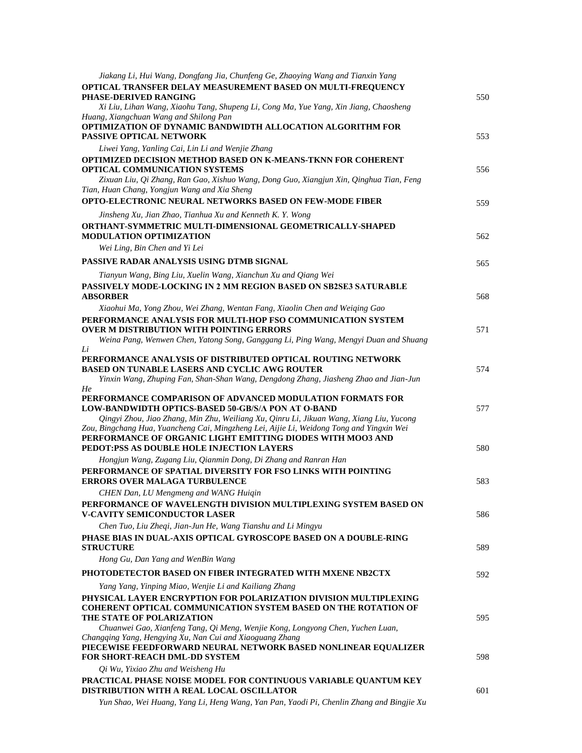*Jiakang Li, Hui Wang, Dongfang Jia, Chunfeng Ge, Zhaoying Wang and Tianxin Yang*

**OPTICAL TRANSFER DELAY MEASUREMENT BASED ON MULTI-FREQUENCY PHASE-DERIVED RANGING** 550

*Xi Liu, Lihan Wang, Xiaohu Tang, Shupeng Li, Cong Ma, Yue Yang, Xin Jiang, Chaosheng Huang, Xiangchuan Wang and Shilong Pan*

**OPTIMIZATION OF DYNAMIC BANDWIDTH ALLOCATION ALGORITHM FOR PASSIVE OPTICAL NETWORK** 553

*Liwei Yang, Yanling Cai, Lin Li and Wenjie Zhang*

**OPTIMIZED DECISION METHOD BASED ON K-MEANS-TKNN FOR COHERENT OPTICAL COMMUNICATION SYSTEMS** 556

*Zixuan Liu, Qi Zhang, Ran Gao, Xishuo Wang, Dong Guo, Xiangjun Xin, Qinghua Tian, Feng Tian, Huan Chang, Yongjun Wang and Xia Sheng*

**OPTO-ELECTRONIC NEURAL NETWORKS BASED ON FEW-MODE FIBER** 559

*Jinsheng Xu, Jian Zhao, Tianhua Xu and Kenneth K. Y. Wong*

**ORTHANT-SYMMETRIC MULTI-DIMENSIONAL GEOMETRICALLY-SHAPED MODULATION OPTIMIZATION** 562

*Wei Ling, Bin Chen and Yi Lei*

**PASSIVE RADAR ANALYSIS USING DTMB SIGNAL** 565

*Tianyun Wang, Bing Liu, Xuelin Wang, Xianchun Xu and Qiang Wei*

**PASSIVELY MODE-LOCKING IN 2 MM REGION BASED ON SB2SE3 SATURABLE ABSORBER** 568

*Xiaohui Ma, Yong Zhou, Wei Zhang, Wentan Fang, Xiaolin Chen and Weiqing Gao*

**PERFORMANCE ANALYSIS FOR MULTI-HOP FSO COMMUNICATION SYSTEM OVER M DISTRIBUTION WITH POINTING ERRORS** 571

*Weina Pang, Wenwen Chen, Yatong Song, Ganggang Li, Ping Wang, Mengyi Duan and Shuang Li*

**PERFORMANCE ANALYSIS OF DISTRIBUTED OPTICAL ROUTING NETWORK BASED ON TUNABLE LASERS AND CYCLIC AWG ROUTER** 574

*Yinxin Wang, Zhuping Fan, Shan-Shan Wang, Dengdong Zhang, Jiasheng Zhao and Jian-Jun He*

**PERFORMANCE COMPARISON OF ADVANCED MODULATION FORMATS FOR LOW-BANDWIDTH OPTICS-BASED 50-GB/S/Λ PON AT O-BAND** 577

*Qingyi Zhou, Jiao Zhang, Min Zhu, Weiliang Xu, Qinru Li, Jikuan Wang, Xiang Liu, Yucong Zou, Bingchang Hua, Yuancheng Cai, Mingzheng Lei, Aijie Li, Weidong Tong and Yingxin Wei*

**PERFORMANCE OF ORGANIC LIGHT EMITTING DIODES WITH MOO3 AND PEDOT:PSS AS DOUBLE HOLE INJECTION LAYERS** 580

*Hongjun Wang, Zugang Liu, Qianmin Dong, Di Zhang and Ranran Han*

**PERFORMANCE OF SPATIAL DIVERSITY FOR FSO LINKS WITH POINTING ERRORS OVER MALAGA TURBULENCE** 583

*CHEN Dan, LU Mengmeng and WANG Huiqin*

**PERFORMANCE OF WAVELENGTH DIVISION MULTIPLEXING SYSTEM BASED ON V-CAVITY SEMICONDUCTOR LASER** 586

*Chen Tuo, Liu Zheqi, Jian-Jun He, Wang Tianshu and Li Mingyu*

**PHASE BIAS IN DUAL-AXIS OPTICAL GYROSCOPE BASED ON A DOUBLE-RING STRUCTURE** 589

*Hong Gu, Dan Yang and WenBin Wang*

**PHOTODETECTOR BASED ON FIBER INTEGRATED WITH MXENE NB2CTX** 592

*Yang Yang, Yinping Miao, Wenjie Li and Kailiang Zhang*

**PHYSICAL LAYER ENCRYPTION FOR POLARIZATION DIVISION MULTIPLEXING COHERENT OPTICAL COMMUNICATION SYSTEM BASED ON THE ROTATION OF THE STATE OF POLARIZATION** 595

*Chuanwei Gao, Xianfeng Tang, Qi Meng, Wenjie Kong, Longyong Chen, Yuchen Luan, Changqing Yang, Hengying Xu, Nan Cui and Xiaoguang Zhang*

**PIECEWISE FEEDFORWARD NEURAL NETWORK BASED NONLINEAR EQUALIZER FOR SHORT-REACH DML-DD SYSTEM** 598

*Qi Wu, Yixiao Zhu and Weisheng Hu*

**PRACTICAL PHASE NOISE MODEL FOR CONTINUOUS VARIABLE QUANTUM KEY DISTRIBUTION WITH A REAL LOCAL OSCILLATOR** 601

*Yun Shao, Wei Huang, Yang Li, Heng Wang, Yan Pan, Yaodi Pi, Chenlin Zhang and Bingjie Xu*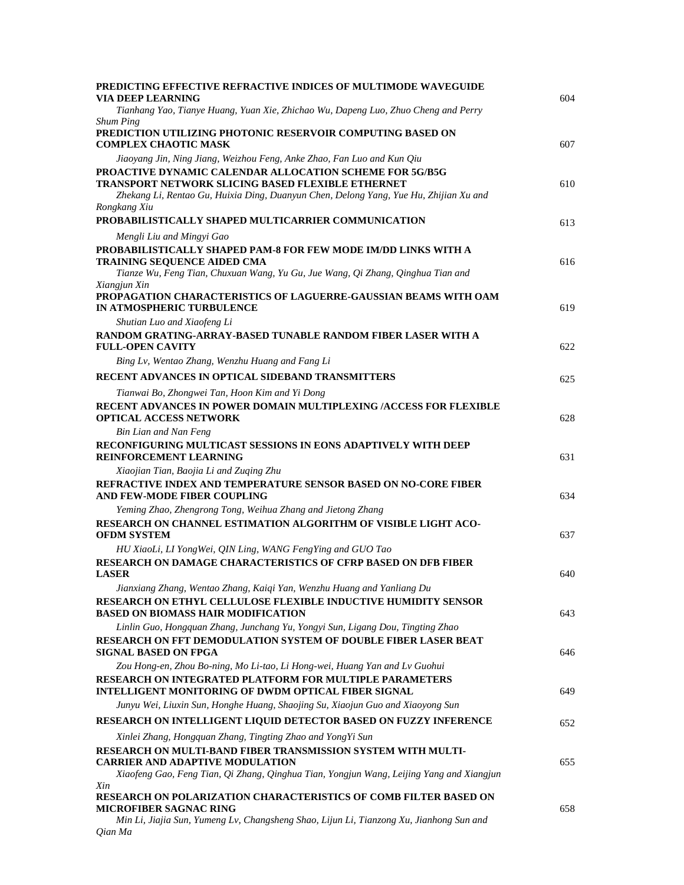**PREDICTING EFFECTIVE REFRACTIVE INDICES OF MULTIMODE WAVEGUIDE VIA DEEP LEARNING** 604

*Tianhang Yao, Tianye Huang, Yuan Xie, Zhichao Wu, Dapeng Luo, Zhuo Cheng and Perry Shum Ping*

**PREDICTION UTILIZING PHOTONIC RESERVOIR COMPUTING BASED ON COMPLEX CHAOTIC MASK** 607

*Jiaoyang Jin, Ning Jiang, Weizhou Feng, Anke Zhao, Fan Luo and Kun Qiu*

**PROACTIVE DYNAMIC CALENDAR ALLOCATION SCHEME FOR 5G/B5G TRANSPORT NETWORK SLICING BASED FLEXIBLE ETHERNET** 610

*Zhekang Li, Rentao Gu, Huixia Ding, Duanyun Chen, Delong Yang, Yue Hu, Zhijian Xu and Rongkang Xiu*

**PROBABILISTICALLY SHAPED MULTICARRIER COMMUNICATION** 613

*Mengli Liu and Mingyi Gao*

**PROBABILISTICALLY SHAPED PAM-8 FOR FEW MODE IM/DD LINKS WITH A TRAINING SEQUENCE AIDED CMA** 616

*Tianze Wu, Feng Tian, Chuxuan Wang, Yu Gu, Jue Wang, Qi Zhang, Qinghua Tian and Xiangjun Xin*

**PROPAGATION CHARACTERISTICS OF LAGUERRE-GAUSSIAN BEAMS WITH OAM IN ATMOSPHERIC TURBULENCE** 619

*Shutian Luo and Xiaofeng Li*

**RANDOM GRATING-ARRAY-BASED TUNABLE RANDOM FIBER LASER WITH A FULL-OPEN CAVITY** 622

*Bing Lv, Wentao Zhang, Wenzhu Huang and Fang Li*

**RECENT ADVANCES IN OPTICAL SIDEBAND TRANSMITTERS** 625

*Tianwai Bo, Zhongwei Tan, Hoon Kim and Yi Dong*

**RECENT ADVANCES IN POWER DOMAIN MULTIPLEXING /ACCESS FOR FLEXIBLE OPTICAL ACCESS NETWORK** 628

*Bin Lian and Nan Feng*

**RECONFIGURING MULTICAST SESSIONS IN EONS ADAPTIVELY WITH DEEP REINFORCEMENT LEARNING** 631

*Xiaojian Tian, Baojia Li and Zuqing Zhu*

**REFRACTIVE INDEX AND TEMPERATURE SENSOR BASED ON NO-CORE FIBER AND FEW-MODE FIBER COUPLING** 634

*Yeming Zhao, Zhengrong Tong, Weihua Zhang and Jietong Zhang*

**RESEARCH ON CHANNEL ESTIMATION ALGORITHM OF VISIBLE LIGHT ACO-OFDM SYSTEM** 637

*HU XiaoLi, LI YongWei, QIN Ling, WANG FengYing and GUO Tao*

**RESEARCH ON DAMAGE CHARACTERISTICS OF CFRP BASED ON DFB FIBER LASER** 640

*Jianxiang Zhang, Wentao Zhang, Kaiqi Yan, Wenzhu Huang and Yanliang Du*

**RESEARCH ON ETHYL CELLULOSE FLEXIBLE INDUCTIVE HUMIDITY SENSOR BASED ON BIOMASS HAIR MODIFICATION** 643

*Linlin Guo, Hongquan Zhang, Junchang Yu, Yongyi Sun, Ligang Dou, Tingting Zhao*

**RESEARCH ON FFT DEMODULATION SYSTEM OF DOUBLE FIBER LASER BEAT SIGNAL BASED ON FPGA** 646

*Zou Hong-en, Zhou Bo-ning, Mo Li-tao, Li Hong-wei, Huang Yan and Lv Guohui*

**RESEARCH ON INTEGRATED PLATFORM FOR MULTIPLE PARAMETERS INTELLIGENT MONITORING OF DWDM OPTICAL FIBER SIGNAL** 649

*Junyu Wei, Liuxin Sun, Honghe Huang, Shaojing Su, Xiaojun Guo and Xiaoyong Sun*

**RESEARCH ON INTELLIGENT LIQUID DETECTOR BASED ON FUZZY INFERENCE** 652

*Xinlei Zhang, Hongquan Zhang, Tingting Zhao and YongYi Sun*

**RESEARCH ON MULTI-BAND FIBER TRANSMISSION SYSTEM WITH MULTI-CARRIER AND ADAPTIVE MODULATION** 655

*Xiaofeng Gao, Feng Tian, Qi Zhang, Qinghua Tian, Yongjun Wang, Leijing Yang and Xiangjun Xin*

**RESEARCH ON POLARIZATION CHARACTERISTICS OF COMB FILTER BASED ON MICROFIBER SAGNAC RING** 658

*Min Li, Jiajia Sun, Yumeng Lv, Changsheng Shao, Lijun Li, Tianzong Xu, Jianhong Sun and Qian Ma*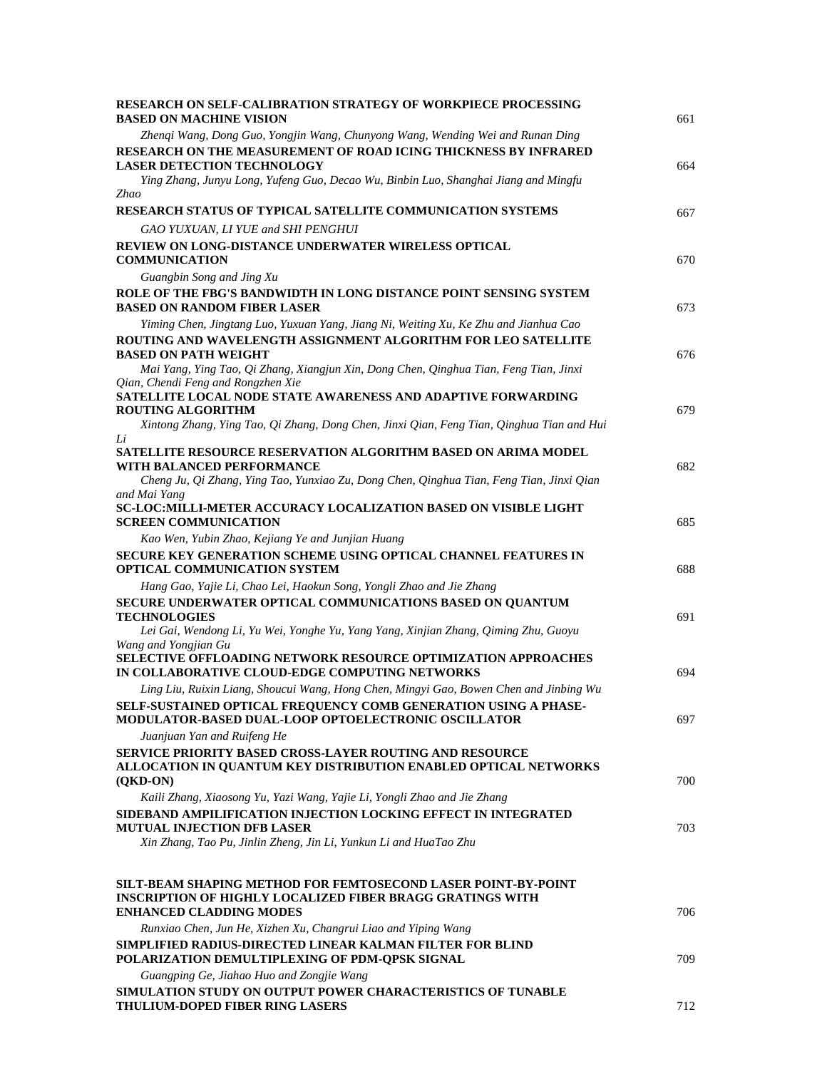**RESEARCH ON SELF-CALIBRATION STRATEGY OF WORKPIECE PROCESSING BASED ON MACHINE VISION** 661

*Zhenqi Wang, Dong Guo, Yongjin Wang, Chunyong Wang, Wending Wei and Runan Ding*

**RESEARCH ON THE MEASUREMENT OF ROAD ICING THICKNESS BY INFRARED LASER DETECTION TECHNOLOGY** 664

*Ying Zhang, Junyu Long, Yufeng Guo, Decao Wu, Binbin Luo, Shanghai Jiang and Mingfu Zhao*

**RESEARCH STATUS OF TYPICAL SATELLITE COMMUNICATION SYSTEMS** 667

*GAO YUXUAN, LI YUE and SHI PENGHUI*

**REVIEW ON LONG-DISTANCE UNDERWATER WIRELESS OPTICAL COMMUNICATION** 670

*Guangbin Song and Jing Xu*

**ROLE OF THE FBG'S BANDWIDTH IN LONG DISTANCE POINT SENSING SYSTEM BASED ON RANDOM FIBER LASER** 673

*Yiming Chen, Jingtang Luo, Yuxuan Yang, Jiang Ni, Weiting Xu, Ke Zhu and Jianhua Cao*

**ROUTING AND WAVELENGTH ASSIGNMENT ALGORITHM FOR LEO SATELLITE BASED ON PATH WEIGHT** 676

*Mai Yang, Ying Tao, Qi Zhang, Xiangjun Xin, Dong Chen, Qinghua Tian, Feng Tian, Jinxi Qian, Chendi Feng and Rongzhen Xie*

**SATELLITE LOCAL NODE STATE AWARENESS AND ADAPTIVE FORWARDING ROUTING ALGORITHM** 679

*Xintong Zhang, Ying Tao, Qi Zhang, Dong Chen, Jinxi Qian, Feng Tian, Qinghua Tian and Hui Li*

**SATELLITE RESOURCE RESERVATION ALGORITHM BASED ON ARIMA MODEL WITH BALANCED PERFORMANCE** 682

*Cheng Ju, Qi Zhang, Ying Tao, Yunxiao Zu, Dong Chen, Qinghua Tian, Feng Tian, Jinxi Qian and Mai Yang*

**SC-LOC:MILLI-METER ACCURACY LOCALIZATION BASED ON VISIBLE LIGHT SCREEN COMMUNICATION** 685

*Kao Wen, Yubin Zhao, Kejiang Ye and Junjian Huang*

**SECURE KEY GENERATION SCHEME USING OPTICAL CHANNEL FEATURES IN OPTICAL COMMUNICATION SYSTEM** 688

*Hang Gao, Yajie Li, Chao Lei, Haokun Song, Yongli Zhao and Jie Zhang*

**SECURE UNDERWATER OPTICAL COMMUNICATIONS BASED ON QUANTUM TECHNOLOGIES** 691

*Lei Gai, Wendong Li, Yu Wei, Yonghe Yu, Yang Yang, Xinjian Zhang, Qiming Zhu, Guoyu Wang and Yongjian Gu*

**SELECTIVE OFFLOADING NETWORK RESOURCE OPTIMIZATION APPROACHES IN COLLABORATIVE CLOUD-EDGE COMPUTING NETWORKS** 694

*Ling Liu, Ruixin Liang, Shoucui Wang, Hong Chen, Mingyi Gao, Bowen Chen and Jinbing Wu*

**SELF-SUSTAINED OPTICAL FREQUENCY COMB GENERATION USING A PHASE-MODULATOR-BASED DUAL-LOOP OPTOELECTRONIC OSCILLATOR** 697

*Juanjuan Yan and Ruifeng He*

**SERVICE PRIORITY BASED CROSS-LAYER ROUTING AND RESOURCE ALLOCATION IN QUANTUM KEY DISTRIBUTION ENABLED OPTICAL NETWORKS (QKD-ON)** 700

*Kaili Zhang, Xiaosong Yu, Yazi Wang, Yajie Li, Yongli Zhao and Jie Zhang*

**SIDEBAND AMPIFILICATION INJECTION LOCKING EFFECT IN INTEGRATED MUTUAL INJECTION DFB LASER** 703

*Xin Zhang, Tao Pu, Jinlin Zheng, Jin Li, Yunkun Li and HuaTao Zhu*

**SILT-BEAM SHAPING METHOD FOR FEMTOSECOND LASER POINT-BY-POINT INSCRIPTION OF HIGHLY LOCALIZED FIBER BRAGG GRATINGS WITH ENHANCED CLADDING MODES** 706

*Runxiao Chen, Jun He, Xizhen Xu, Changrui Liao and Yiping Wang*

**SIMPLIFIED RADIUS-DIRECTED LINEAR KALMAN FILTER FOR BLIND POLARIZATION DEMULTIPLEXING OF PDM-QPSK SIGNAL** 709

*Guangping Ge, Jiahao Huo and Zongjie Wang*

**SIMULATION STUDY ON OUTPUT POWER CHARACTERISTICS OF TUNABLE THULIUM-DOPED FIBER RING LASERS** 712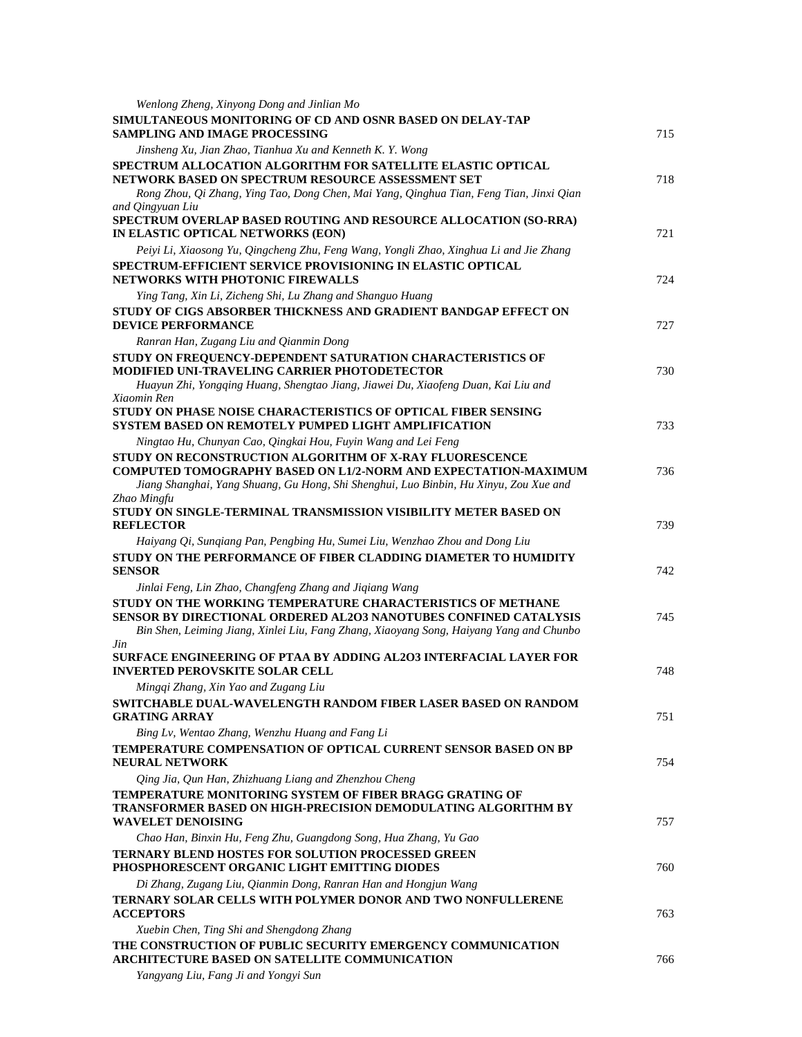*Wenlong Zheng, Xinyong Dong and Jinlian Mo*

**SIMULTANEOUS MONITORING OF CD AND OSNR BASED ON DELAY-TAP SAMPLING AND IMAGE PROCESSING** 715

*Jinsheng Xu, Jian Zhao, Tianhua Xu and Kenneth K. Y. Wong*

**SPECTRUM ALLOCATION ALGORITHM FOR SATELLITE ELASTIC OPTICAL NETWORK BASED ON SPECTRUM RESOURCE ASSESSMENT SET** 718

*Rong Zhou, Qi Zhang, Ying Tao, Dong Chen, Mai Yang, Qinghua Tian, Feng Tian, Jinxi Qian and Qingyuan Liu*

**SPECTRUM OVERLAP BASED ROUTING AND RESOURCE ALLOCATION (SO-RRA) IN ELASTIC OPTICAL NETWORKS (EON)** 721

*Peiyi Li, Xiaosong Yu, Qingcheng Zhu, Feng Wang, Yongli Zhao, Xinghua Li and Jie Zhang*

**SPECTRUM-EFFICIENT SERVICE PROVISIONING IN ELASTIC OPTICAL NETWORKS WITH PHOTONIC FIREWALLS** 724

*Ying Tang, Xin Li, Zicheng Shi, Lu Zhang and Shanguo Huang*

**STUDY OF CIGS ABSORBER THICKNESS AND GRADIENT BANDGAP EFFECT ON DEVICE PERFORMANCE** 727

*Ranran Han, Zugang Liu and Qianmin Dong*

**STUDY ON FREQUENCY-DEPENDENT SATURATION CHARACTERISTICS OF MODIFIED UNI-TRAVELING CARRIER PHOTODETECTOR** 730

*Huayun Zhi, Yongqing Huang, Shengtao Jiang, Jiawei Du, Xiaofeng Duan, Kai Liu and Xiaomin Ren*

**STUDY ON PHASE NOISE CHARACTERISTICS OF OPTICAL FIBER SENSING SYSTEM BASED ON REMOTELY PUMPED LIGHT AMPLIFICATION** 733

*Ningtao Hu, Chunyan Cao, Qingkai Hou, Fuyin Wang and Lei Feng*

**STUDY ON RECONSTRUCTION ALGORITHM OF X-RAY FLUORESCENCE COMPUTED TOMOGRAPHY BASED ON L1/2-NORM AND EXPECTATION-MAXIMUM** 736

*Jiang Shanghai, Yang Shuang, Gu Hong, Shi Shenghui, Luo Binbin, Hu Xinyu, Zou Xue and Zhao Mingfu*

**STUDY ON SINGLE-TERMINAL TRANSMISSION VISIBILITY METER BASED ON REFLECTOR** 739

*Haiyang Qi, Sunqiang Pan, Pengbing Hu, Sumei Liu, Wenzhao Zhou and Dong Liu*

**STUDY ON THE PERFORMANCE OF FIBER CLADDING DIAMETER TO HUMIDITY SENSOR** 742

*Jinlai Feng, Lin Zhao, Changfeng Zhang and Jiqiang Wang*

**STUDY ON THE WORKING TEMPERATURE CHARACTERISTICS OF METHANE SENSOR BY DIRECTIONAL ORDERED AL2O3 NANOTUBES CONFINED CATALYSIS** 745

*Bin Shen, Leiming Jiang, Xinlei Liu, Fang Zhang, Xiaoyang Song, Haiyang Yang and Chunbo Jin*

**SURFACE ENGINEERING OF PTAA BY ADDING AL2O3 INTERFACIAL LAYER FOR INVERTED PEROVSKITE SOLAR CELL** 748

*Mingqi Zhang, Xin Yao and Zugang Liu*

**SWITCHABLE DUAL-WAVELENGTH RANDOM FIBER LASER BASED ON RANDOM GRATING ARRAY** 751

*Bing Lv, Wentao Zhang, Wenzhu Huang and Fang Li*

**TEMPERATURE COMPENSATION OF OPTICAL CURRENT SENSOR BASED ON BP NEURAL NETWORK** 754

*Qing Jia, Qun Han, Zhizhuang Liang and Zhenzhou Cheng*

**TEMPERATURE MONITORING SYSTEM OF FIBER BRAGG GRATING OF TRANSFORMER BASED ON HIGH-PRECISION DEMODULATING ALGORITHM BY WAVELET DENOISING** 757

*Chao Han, Binxin Hu, Feng Zhu, Guangdong Song, Hua Zhang, Yu Gao*

**TERNARY BLEND HOSTES FOR SOLUTION PROCESSED GREEN PHOSPHORESCENT ORGANIC LIGHT EMITTING DIODES** 760

*Di Zhang, Zugang Liu, Qianmin Dong, Ranran Han and Hongjun Wang*

**TERNARY SOLAR CELLS WITH POLYMER DONOR AND TWO NONFULLERENE ACCEPTORS** 763

*Xuebin Chen, Ting Shi and Shengdong Zhang*

**THE CONSTRUCTION OF PUBLIC SECURITY EMERGENCY COMMUNICATION ARCHITECTURE BASED ON SATELLITE COMMUNICATION** 766

*Yangyang Liu, Fang Ji and Yongyi Sun*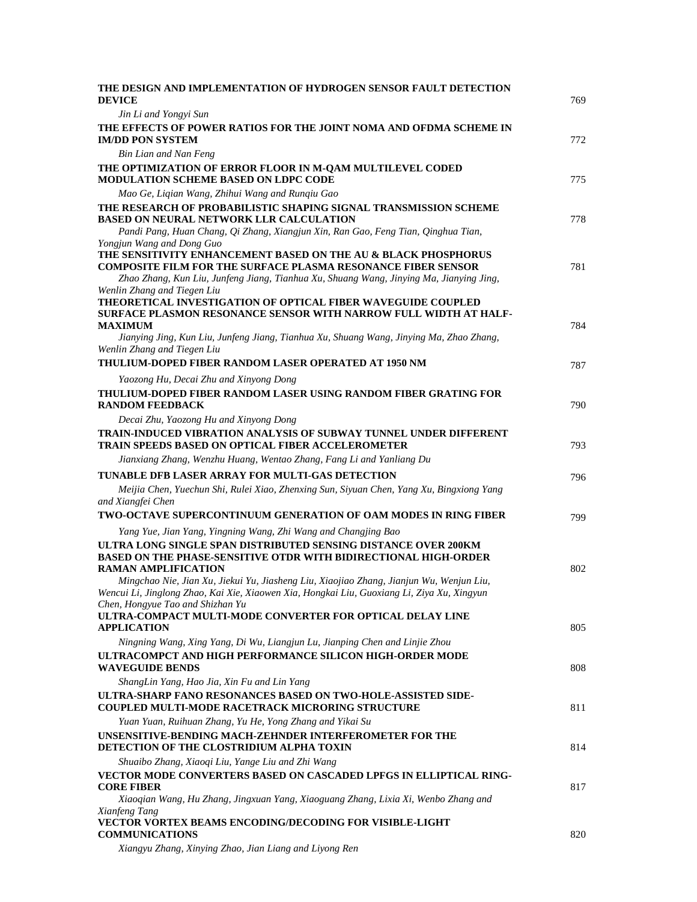**THE DESIGN AND IMPLEMENTATION OF HYDROGEN SENSOR FAULT DETECTION DEVICE** 769

*Jin Li and Yongyi Sun*

**THE EFFECTS OF POWER RATIOS FOR THE JOINT NOMA AND OFDMA SCHEME IN IM/DD PON SYSTEM** 772

*Bin Lian and Nan Feng*

**THE OPTIMIZATION OF ERROR FLOOR IN M-QAM MULTILEVEL CODED MODULATION SCHEME BASED ON LDPC CODE** 775

*Mao Ge, Liqian Wang, Zhihui Wang and Runqiu Gao*

**THE RESEARCH OF PROBABILISTIC SHAPING SIGNAL TRANSMISSION SCHEME BASED ON NEURAL NETWORK LLR CALCULATION** 778

*Pandi Pang, Huan Chang, Qi Zhang, Xiangjun Xin, Ran Gao, Feng Tian, Qinghua Tian, Yongjun Wang and Dong Guo*

**THE SENSITIVITY ENHANCEMENT BASED ON THE AU & BLACK PHOSPHORUS COMPOSITE FILM FOR THE SURFACE PLASMA RESONANCE FIBER SENSOR** 781

*Zhao Zhang, Kun Liu, Junfeng Jiang, Tianhua Xu, Shuang Wang, Jinying Ma, Jianying Jing, Wenlin Zhang and Tiegen Liu*

**THEORETICAL INVESTIGATION OF OPTICAL FIBER WAVEGUIDE COUPLED SURFACE PLASMON RESONANCE SENSOR WITH NARROW FULL WIDTH AT HALF-MAXIMUM** 784

*Jianying Jing, Kun Liu, Junfeng Jiang, Tianhua Xu, Shuang Wang, Jinying Ma, Zhao Zhang, Wenlin Zhang and Tiegen Liu*

**THULIUM-DOPED FIBER RANDOM LASER OPERATED AT 1950 NM** 787

*Yaozong Hu, Decai Zhu and Xinyong Dong*

**THULIUM-DOPED FIBER RANDOM LASER USING RANDOM FIBER GRATING FOR RANDOM FEEDBACK** 790

*Decai Zhu, Yaozong Hu and Xinyong Dong*

**TRAIN-INDUCED VIBRATION ANALYSIS OF SUBWAY TUNNEL UNDER DIFFERENT TRAIN SPEEDS BASED ON OPTICAL FIBER ACCELEROMETER** 793

*Jianxiang Zhang, Wenzhu Huang, Wentao Zhang, Fang Li and Yanliang Du*

**TUNABLE DFB LASER ARRAY FOR MULTI-GAS DETECTION** 796

*Meijia Chen, Yuechun Shi, Rulei Xiao, Zhenxing Sun, Siyuan Chen, Yang Xu, Bingxiong Yang and Xiangfei Chen*

**TWO-OCTAVE SUPERCONTINUUM GENERATION OF OAM MODES IN RING FIBER** 799

*Yang Yue, Jian Yang, Yingning Wang, Zhi Wang and Changjing Bao*

**ULTRA LONG SINGLE SPAN DISTRIBUTED SENSING DISTANCE OVER 200KM BASED ON THE PHASE-SENSITIVE OTDR WITH BIDIRECTIONAL HIGH-ORDER RAMAN AMPLIFICATION** 802

*Mingchao Nie, Jian Xu, Jiekui Yu, Jiasheng Liu, Xiaojiao Zhang, Jianjun Wu, Wenjun Liu, Wencui Li, Jinglong Zhao, Kai Xie, Xiaowen Xia, Hongkai Liu, Guoxiang Li, Ziya Xu, Xingyun Chen, Hongyue Tao and Shizhan Yu*

**ULTRA-COMPACT MULTI-MODE CONVERTER FOR OPTICAL DELAY LINE APPLICATION** 805

*Ningning Wang, Xing Yang, Di Wu, Liangjun Lu, Jianping Chen and Linjie Zhou*

**ULTRACOMPCT AND HIGH PERFORMANCE SILICON HIGH-ORDER MODE WAVEGUIDE BENDS** 808

*ShangLin Yang, Hao Jia, Xin Fu and Lin Yang*

**ULTRA-SHARP FANO RESONANCES BASED ON TWO-HOLE-ASSISTED SIDE-COUPLED MULTI-MODE RACETRACK MICRORING STRUCTURE** 811

*Yuan Yuan, Ruihuan Zhang, Yu He, Yong Zhang and Yikai Su*

**UNSENSITIVE-BENDING MACH-ZEHNDER INTERFEROMETER FOR THE DETECTION OF THE CLOSTRIDIUM ALPHA TOXIN** 814

*Shuaibo Zhang, Xiaoqi Liu, Yange Liu and Zhi Wang*

**VECTOR MODE CONVERTERS BASED ON CASCADED LPFGS IN ELLIPTICAL RING-CORE FIBER** 817

*Xiaoqian Wang, Hu Zhang, Jingxuan Yang, Xiaoguang Zhang, Lixia Xi, Wenbo Zhang and Xianfeng Tang*

**VECTOR VORTEX BEAMS ENCODING/DECODING FOR VISIBLE-LIGHT COMMUNICATIONS** 820

*Xiangyu Zhang, Xinying Zhao, Jian Liang and Liyong Ren*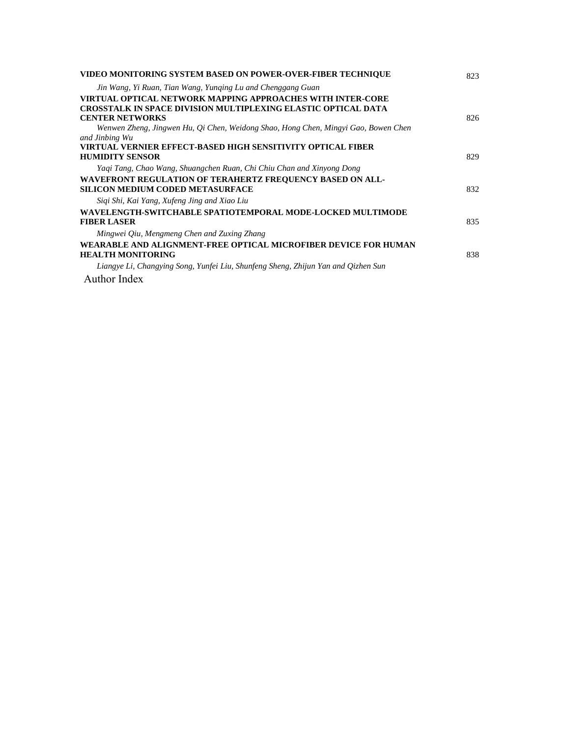**VIDEO MONITORING SYSTEM BASED ON POWER-OVER-FIBER TECHNIQUE** 823

*Jin Wang, Yi Ruan, Tian Wang, Yunqing Lu and Chenggang Guan*

**VIRTUAL OPTICAL NETWORK MAPPING APPROACHES WITH INTER-CORE CROSSTALK IN SPACE DIVISION MULTIPLEXING ELASTIC OPTICAL DATA CENTER NETWORKS** 826

*Wenwen Zheng, Jingwen Hu, Qi Chen, Weidong Shao, Hong Chen, Mingyi Gao, Bowen Chen and Jinbing Wu*

**VIRTUAL VERNIER EFFECT-BASED HIGH SENSITIVITY OPTICAL FIBER HUMIDITY SENSOR** 829

*Yaqi Tang, Chao Wang, Shuangchen Ruan, Chi Chiu Chan and Xinyong Dong*

**WAVEFRONT REGULATION OF TERAHERTZ FREQUENCY BASED ON ALL-SILICON MEDIUM CODED METASURFACE** 832

*Siqi Shi, Kai Yang, Xufeng Jing and Xiao Liu*

**WAVELENGTH-SWITCHABLE SPATIOTEMPORAL MODE-LOCKED MULTIMODE FIBER LASER** 835

*Mingwei Qiu, Mengmeng Chen and Zuxing Zhang*

**WEARABLE AND ALIGNMENT-FREE OPTICAL MICROFIBER DEVICE FOR HUMAN HEALTH MONITORING** 838

*Liangye Li, Changying Song, Yunfei Liu, Shunfeng Sheng, Zhijun Yan and Qizhen Sun*

Author Index